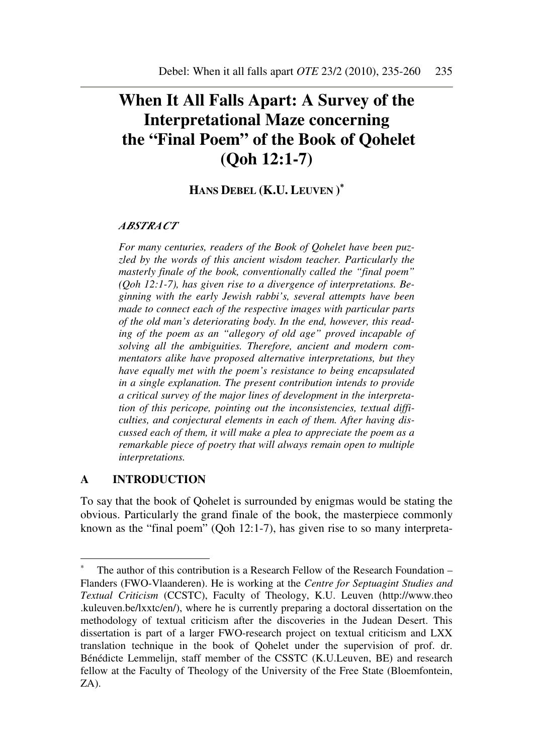# When It All Falls Apart: A Survey of the Interpretational Maze concerning the "Final Poem" of the Book of Qohelet (Qoh 12:1-7)

**HANS DEBEL (K.U. LEUVEN)[*]**

***ABSTRACT***

*For many centuries, readers of the Book of Qohelet have been puzzled by the words of this ancient wisdom teacher. Particularly the masterly finale of the book, conventionally called the "final poem" (Qoh 12:1-7), has given rise to a divergence of interpretations. Beginning with the early Jewish rabbi's, several attempts have been made to connect each of the respective images with particular parts of the old man's deteriorating body. In the end, however, this reading of the poem as an "allegory of old age" proved incapable of solving all the ambiguities. Therefore, ancient and modern commentators alike have proposed alternative interpretations, but they have equally met with the poem's resistance to being encapsulated in a single explanation. The present contribution intends to provide a critical survey of the major lines of development in the interpretation of this pericope, pointing out the inconsistencies, textual difficulties, and conjectural elements in each of them. After having discussed each of them, it will make a plea to appreciate the poem as a remarkable piece of poetry that will always remain open to multiple interpretations.*

## A INTRODUCTION

To say that the book of Qohelet is surrounded by enigmas would be stating the obvious. Particularly the grand finale of the book, the masterpiece commonly known as the "final poem" (Qoh 12:1-7), has given rise to so many interpreta-

---

[*] The author of this contribution is a Research Fellow of the Research Foundation – Flanders (FWO-Vlaanderen). He is working at the *Centre for Septuagint Studies and Textual Criticism* (CCSTC), Faculty of Theology, K.U. Leuven (http://www.theo.kuleuven.be/lxxtc/en/), where he is currently preparing a doctoral dissertation on the methodology of textual criticism after the discoveries in the Judean Desert. This dissertation is part of a larger FWO-research project on textual criticism and LXX translation technique in the book of Qohelet under the supervision of prof. dr. Bénédicte Lemmelijn, staff member of the CSSTC (K.U.Leuven, BE) and research fellow at the Faculty of Theology of the University of the Free State (Bloemfontein, ZA).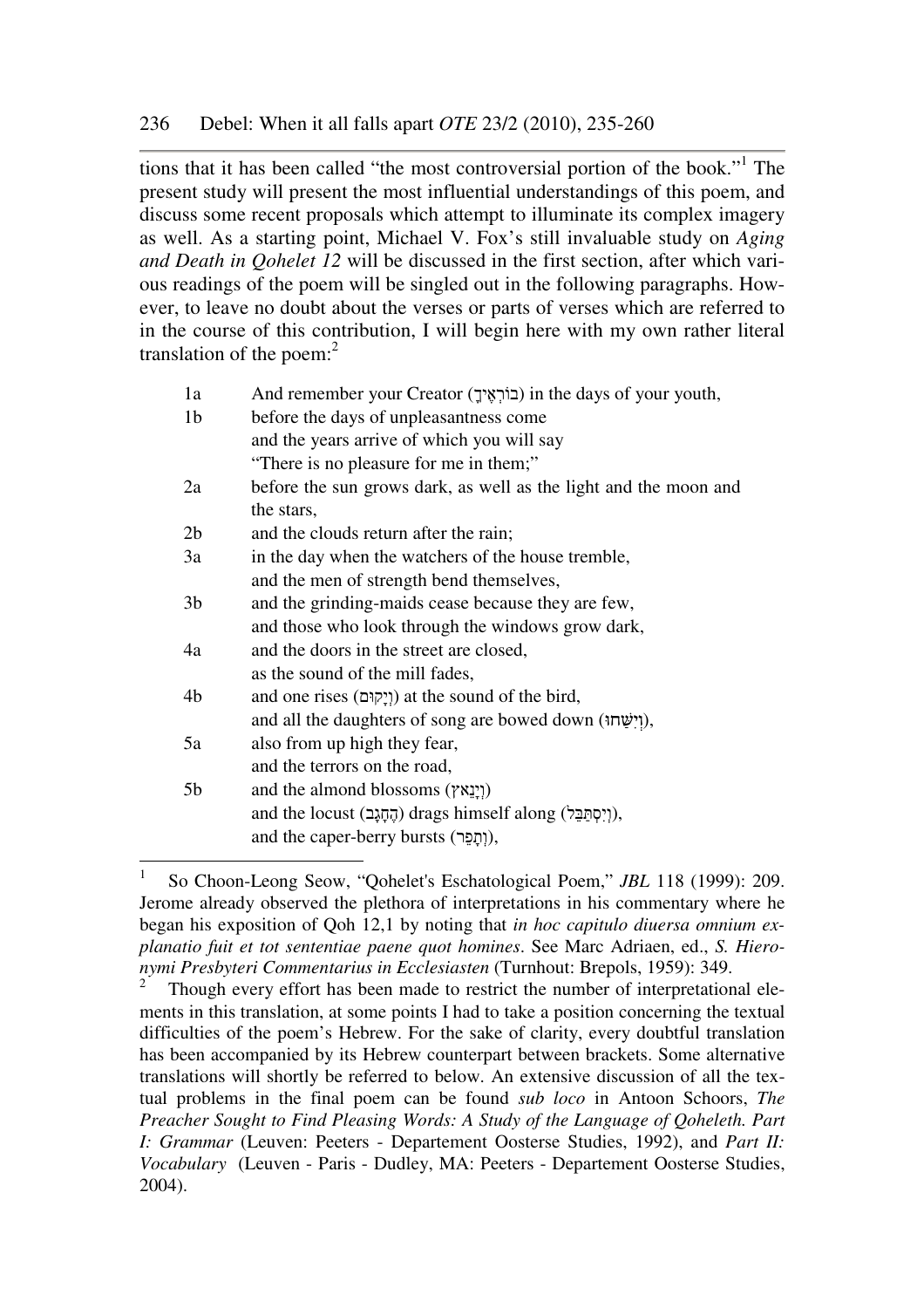tions that it has been called "the most controversial portion of the book."[1] The present study will present the most influential understandings of this poem, and discuss some recent proposals which attempt to illuminate its complex imagery as well. As a starting point, Michael V. Fox's still invaluable study on *Aging and Death in Qohelet 12* will be discussed in the first section, after which various readings of the poem will be singled out in the following paragraphs. However, to leave no doubt about the verses or parts of verses which are referred to in the course of this contribution, I will begin here with my own rather literal translation of the poem:[2]

| | |
|---|---|
| 1a | And remember your Creator (בּוֹרְאֶיךָ) in the days of your youth, |
| 1b | before the days of unpleasantness come<br>and the years arrive of which you will say<br>"There is no pleasure for me in them;" |
| 2a | before the sun grows dark, as well as the light and the moon and the stars, |
| 2b | and the clouds return after the rain; |
| 3a | in the day when the watchers of the house tremble,<br>and the men of strength bend themselves, |
| 3b | and the grinding-maids cease because they are few,<br>and those who look through the windows grow dark, |
| 4a | and the doors in the street are closed,<br>as the sound of the mill fades, |
| 4b | and one rises (וְיָקוּם) at the sound of the bird,<br>and all the daughters of song are bowed down (וְיִשַּׁחוּ), |
| 5a | also from up high they fear,<br>and the terrors on the road, |
| 5b | and the almond blossoms (וְיָנֵאץ)<br>and the locust (הֶחָגָב) drags himself along (וְיִסְתַּבֵּל),<br>and the caper-berry bursts (וְתָפֵר), |

[1] So Choon-Leong Seow, "Qohelet's Eschatological Poem," *JBL* 118 (1999): 209. Jerome already observed the plethora of interpretations in his commentary where he began his exposition of Qoh 12,1 by noting that *in hoc capitulo diuersa omnium explanatio fuit et tot sententiae paene quot homines*. See Marc Adriaen, ed., *S. Hieronymi Presbyteri Commentarius in Ecclesiasten* (Turnhout: Brepols, 1959): 349.

[2] Though every effort has been made to restrict the number of interpretational elements in this translation, at some points I had to take a position concerning the textual difficulties of the poem's Hebrew. For the sake of clarity, every doubtful translation has been accompanied by its Hebrew counterpart between brackets. Some alternative translations will shortly be referred to below. An extensive discussion of all the textual problems in the final poem can be found *sub loco* in Antoon Schoors, *The Preacher Sought to Find Pleasing Words: A Study of the Language of Qoheleth. Part I: Grammar* (Leuven: Peeters - Departement Oosterse Studies, 1992), and *Part II: Vocabulary* (Leuven - Paris - Dudley, MA: Peeters - Departement Oosterse Studies, 2004).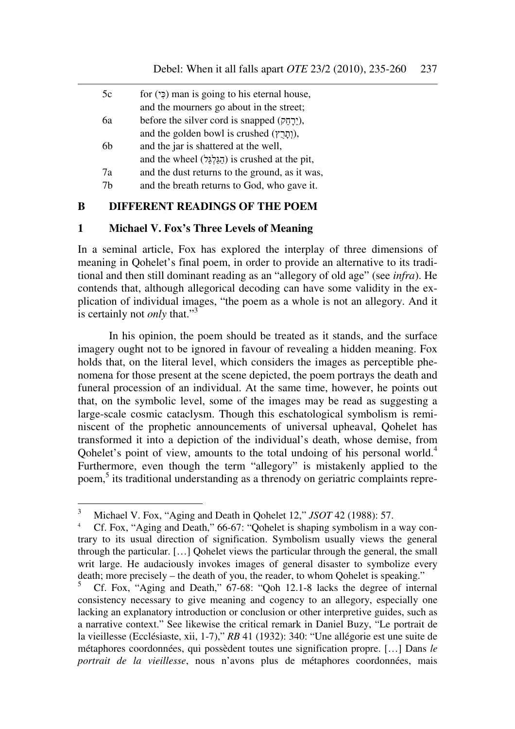| | |
|---|---|
| 5c | for (כִּי) man is going to his eternal house, |
| | and the mourners go about in the street; |
| 6a | before the silver cord is snapped (יִרָחֵק), |
| | and the golden bowl is crushed (וְתָרֻץ), |
| 6b | and the jar is shattered at the well, |
| | and the wheel (הַגַּלְגַּל) is crushed at the pit, |
| 7a | and the dust returns to the ground, as it was, |
| 7b | and the breath returns to God, who gave it. |

## B DIFFERENT READINGS OF THE POEM

### 1 Michael V. Fox's Three Levels of Meaning

In a seminal article, Fox has explored the interplay of three dimensions of meaning in Qohelet's final poem, in order to provide an alternative to its traditional and then still dominant reading as an "allegory of old age" (see *infra*). He contends that, although allegorical decoding can have some validity in the explication of individual images, "the poem as a whole is not an allegory. And it is certainly not *only* that."[3]

In his opinion, the poem should be treated as it stands, and the surface imagery ought not to be ignored in favour of revealing a hidden meaning. Fox holds that, on the literal level, which considers the images as perceptible phenomena for those present at the scene depicted, the poem portrays the death and funeral procession of an individual. At the same time, however, he points out that, on the symbolic level, some of the images may be read as suggesting a large-scale cosmic cataclysm. Though this eschatological symbolism is reminiscent of the prophetic announcements of universal upheaval, Qohelet has transformed it into a depiction of the individual's death, whose demise, from Qohelet's point of view, amounts to the total undoing of his personal world.[4] Furthermore, even though the term "allegory" is mistakenly applied to the poem,[5] its traditional understanding as a threnody on geriatric complaints repre-

---

[3] Michael V. Fox, "Aging and Death in Qohelet 12," *JSOT* 42 (1988): 57.

[4] Cf. Fox, "Aging and Death," 66-67: "Qohelet is shaping symbolism in a way contrary to its usual direction of signification. Symbolism usually views the general through the particular. […] Qohelet views the particular through the general, the small writ large. He audaciously invokes images of general disaster to symbolize every death; more precisely – the death of you, the reader, to whom Qohelet is speaking."

[5] Cf. Fox, "Aging and Death," 67-68: "Qoh 12.1-8 lacks the degree of internal consistency necessary to give meaning and cogency to an allegory, especially one lacking an explanatory introduction or conclusion or other interpretive guides, such as a narrative context." See likewise the critical remark in Daniel Buzy, "Le portrait de la vieillesse (Ecclésiaste, xii, 1-7)," *RB* 41 (1932): 340: "Une allégorie est une suite de métaphores coordonnées, qui possèdent toutes une signification propre. […] Dans *le portrait de la vieillesse*, nous n'avons plus de métaphores coordonnées, mais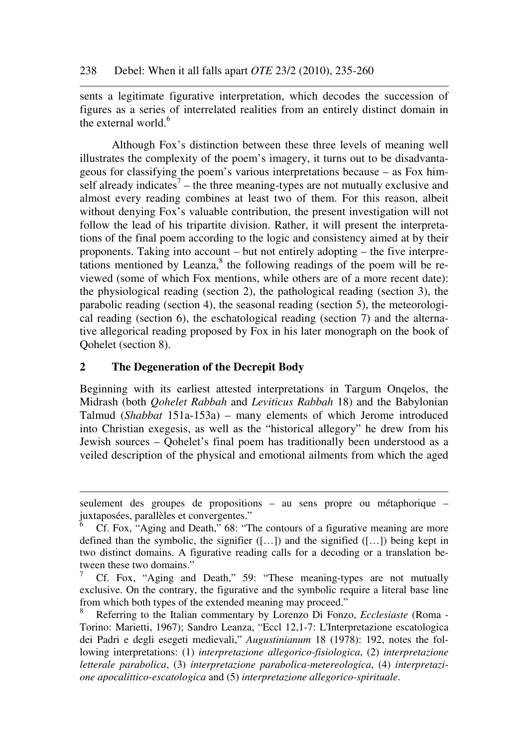sents a legitimate figurative interpretation, which decodes the succession of figures as a series of interrelated realities from an entirely distinct domain in the external world.[6]

Although Fox's distinction between these three levels of meaning well illustrates the complexity of the poem's imagery, it turns out to be disadvantageous for classifying the poem's various interpretations because – as Fox himself already indicates[7] – the three meaning-types are not mutually exclusive and almost every reading combines at least two of them. For this reason, albeit without denying Fox's valuable contribution, the present investigation will not follow the lead of his tripartite division. Rather, it will present the interpretations of the final poem according to the logic and consistency aimed at by their proponents. Taking into account – but not entirely adopting – the five interpretations mentioned by Leanza,[8] the following readings of the poem will be reviewed (some of which Fox mentions, while others are of a more recent date): the physiological reading (section 2), the pathological reading (section 3), the parabolic reading (section 4), the seasonal reading (section 5), the meteorological reading (section 6), the eschatological reading (section 7) and the alternative allegorical reading proposed by Fox in his later monograph on the book of Qohelet (section 8).

## 2 The Degeneration of the Decrepit Body

Beginning with its earliest attested interpretations in Targum Onqelos, the Midrash (both *Qohelet Rabbah* and *Leviticus Rabbah* 18) and the Babylonian Talmud (*Shabbat* 151a-153a) – many elements of which Jerome introduced into Christian exegesis, as well as the "historical allegory" he drew from his Jewish sources – Qohelet's final poem has traditionally been understood as a veiled description of the physical and emotional ailments from which the aged

---

seulement des groupes de propositions – au sens propre ou métaphorique – juxtaposées, parallèles et convergentes."

[6] Cf. Fox, "Aging and Death," 68: "The contours of a figurative meaning are more defined than the symbolic, the signifier ([…]) and the signified ([…]) being kept in two distinct domains. A figurative reading calls for a decoding or a translation between these two domains."

[7] Cf. Fox, "Aging and Death," 59: "These meaning-types are not mutually exclusive. On the contrary, the figurative and the symbolic require a literal base line from which both types of the extended meaning may proceed."

[8] Referring to the Italian commentary by Lorenzo Di Fonzo, *Ecclesiaste* (Roma - Torino: Marietti, 1967); Sandro Leanza, "Eccl 12,1-7: L'Interpretazione escatologica dei Padri e degli esegeti medievali," *Augustinianum* 18 (1978): 192, notes the following interpretations: (1) *interpretazione allegorico-fisiologica*, (2) *interpretazione letterale parabolica*, (3) *interpretazione parabolica-metereologica*, (4) *interpretazione apocalittico-escatologica* and (5) *interpretazione allegorico-spirituale*.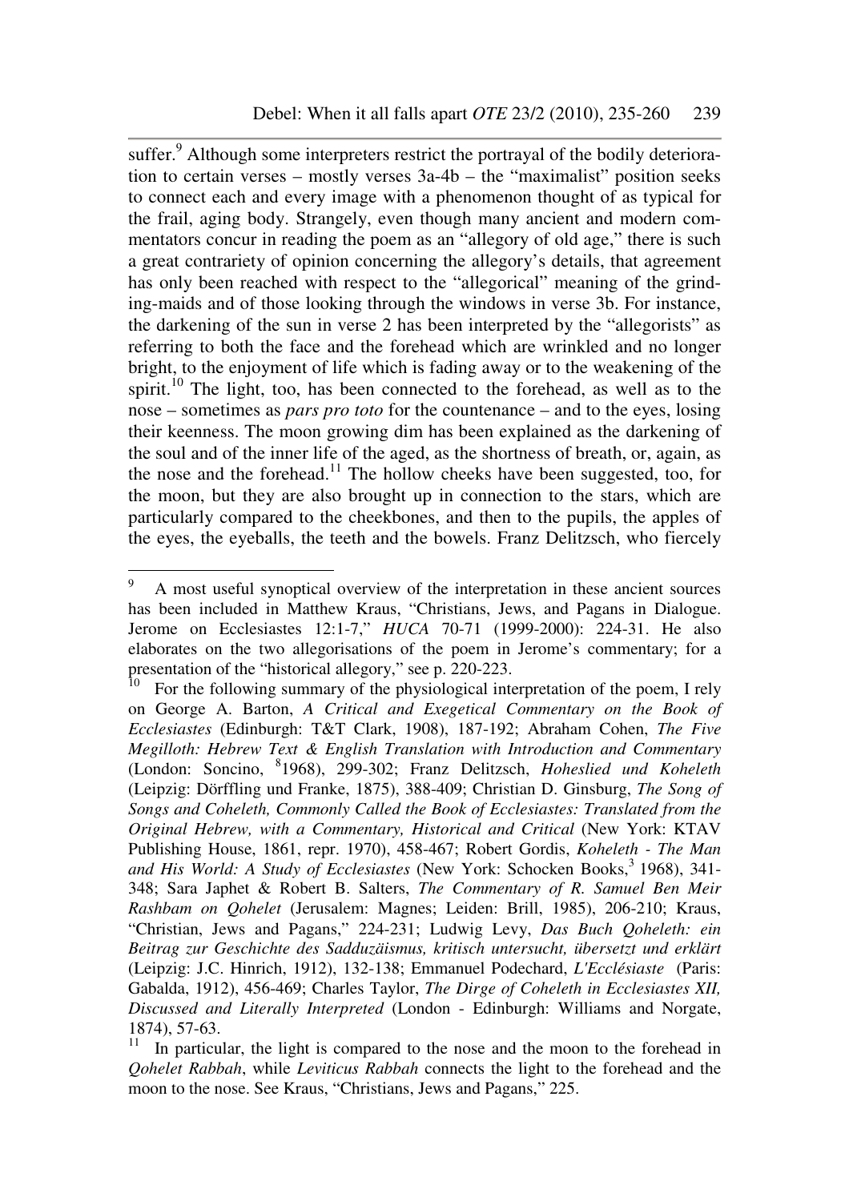suffer.[9] Although some interpreters restrict the portrayal of the bodily deterioration to certain verses – mostly verses 3a-4b – the "maximalist" position seeks to connect each and every image with a phenomenon thought of as typical for the frail, aging body. Strangely, even though many ancient and modern commentators concur in reading the poem as an "allegory of old age," there is such a great contrariety of opinion concerning the allegory's details, that agreement has only been reached with respect to the "allegorical" meaning of the grinding-maids and of those looking through the windows in verse 3b. For instance, the darkening of the sun in verse 2 has been interpreted by the "allegorists" as referring to both the face and the forehead which are wrinkled and no longer bright, to the enjoyment of life which is fading away or to the weakening of the spirit.[10] The light, too, has been connected to the forehead, as well as to the nose – sometimes as *pars pro toto* for the countenance – and to the eyes, losing their keenness. The moon growing dim has been explained as the darkening of the soul and of the inner life of the aged, as the shortness of breath, or, again, as the nose and the forehead.[11] The hollow cheeks have been suggested, too, for the moon, but they are also brought up in connection to the stars, which are particularly compared to the cheekbones, and then to the pupils, the apples of the eyes, the eyeballs, the teeth and the bowels. Franz Delitzsch, who fiercely

---

[9] A most useful synoptical overview of the interpretation in these ancient sources has been included in Matthew Kraus, "Christians, Jews, and Pagans in Dialogue. Jerome on Ecclesiastes 12:1-7," *HUCA* 70-71 (1999-2000): 224-31. He also elaborates on the two allegorisations of the poem in Jerome's commentary; for a presentation of the "historical allegory," see p. 220-223.

[10] For the following summary of the physiological interpretation of the poem, I rely on George A. Barton, *A Critical and Exegetical Commentary on the Book of Ecclesiastes* (Edinburgh: T&T Clark, 1908), 187-192; Abraham Cohen, *The Five Megilloth: Hebrew Text & English Translation with Introduction and Commentary* (London: Soncino, [8]1968), 299-302; Franz Delitzsch, *Hoheslied und Koheleth* (Leipzig: Dörffling und Franke, 1875), 388-409; Christian D. Ginsburg, *The Song of Songs and Coheleth, Commonly Called the Book of Ecclesiastes: Translated from the Original Hebrew, with a Commentary, Historical and Critical* (New York: KTAV Publishing House, 1861, repr. 1970), 458-467; Robert Gordis, *Koheleth - The Man and His World: A Study of Ecclesiastes* (New York: Schocken Books,[3] 1968), 341-348; Sara Japhet & Robert B. Salters, *The Commentary of R. Samuel Ben Meir Rashbam on Qohelet* (Jerusalem: Magnes; Leiden: Brill, 1985), 206-210; Kraus, "Christian, Jews and Pagans," 224-231; Ludwig Levy, *Das Buch Qoheleth: ein Beitrag zur Geschichte des Sadduzäismus, kritisch untersucht, übersetzt und erklärt* (Leipzig: J.C. Hinrich, 1912), 132-138; Emmanuel Podechard, *L'Ecclésiaste* (Paris: Gabalda, 1912), 456-469; Charles Taylor, *The Dirge of Coheleth in Ecclesiastes XII, Discussed and Literally Interpreted* (London - Edinburgh: Williams and Norgate, 1874), 57-63.

[11] In particular, the light is compared to the nose and the moon to the forehead in *Qohelet Rabbah*, while *Leviticus Rabbah* connects the light to the forehead and the moon to the nose. See Kraus, "Christians, Jews and Pagans," 225.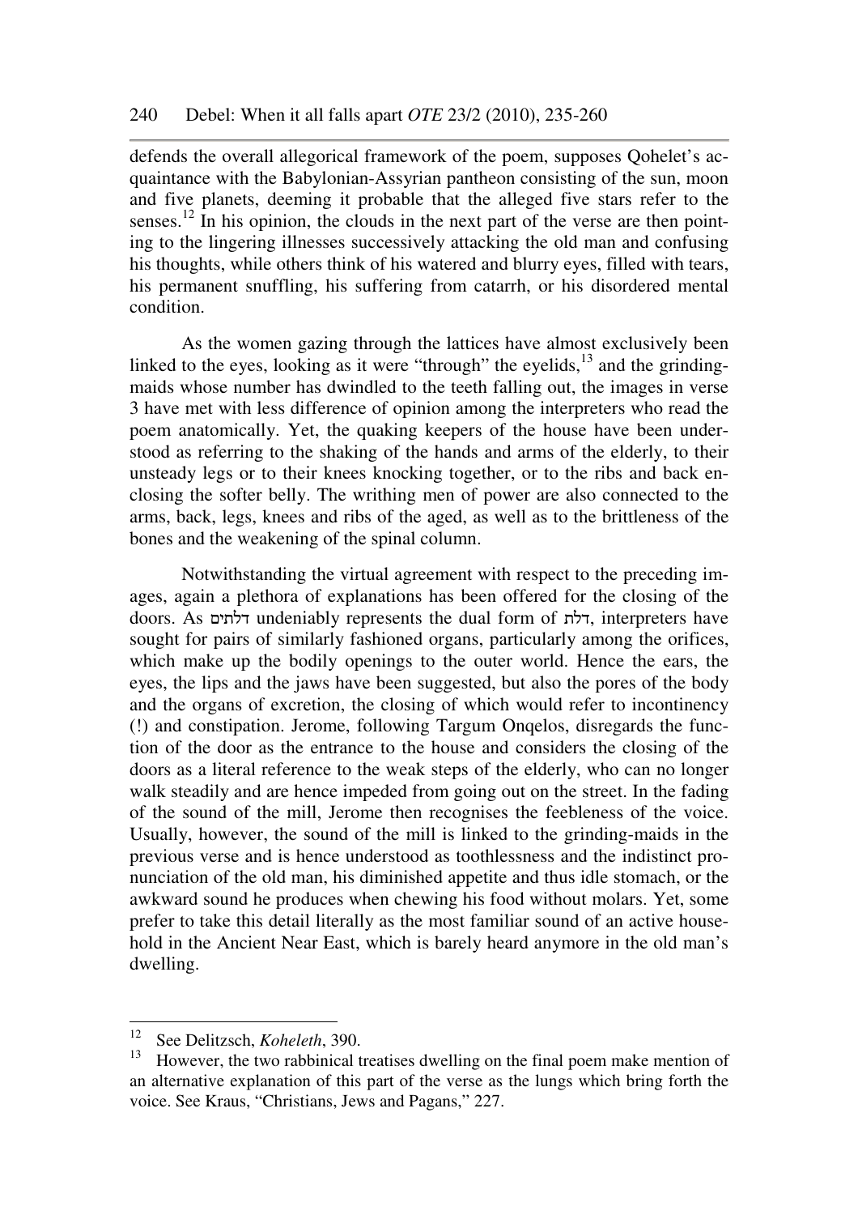defends the overall allegorical framework of the poem, supposes Qohelet's acquaintance with the Babylonian-Assyrian pantheon consisting of the sun, moon and five planets, deeming it probable that the alleged five stars refer to the senses.[12] In his opinion, the clouds in the next part of the verse are then pointing to the lingering illnesses successively attacking the old man and confusing his thoughts, while others think of his watered and blurry eyes, filled with tears, his permanent snuffling, his suffering from catarrh, or his disordered mental condition.

As the women gazing through the lattices have almost exclusively been linked to the eyes, looking as it were "through" the eyelids,[13] and the grinding-maids whose number has dwindled to the teeth falling out, the images in verse 3 have met with less difference of opinion among the interpreters who read the poem anatomically. Yet, the quaking keepers of the house have been understood as referring to the shaking of the hands and arms of the elderly, to their unsteady legs or to their knees knocking together, or to the ribs and back enclosing the softer belly. The writhing men of power are also connected to the arms, back, legs, knees and ribs of the aged, as well as to the brittleness of the bones and the weakening of the spinal column.

Notwithstanding the virtual agreement with respect to the preceding images, again a plethora of explanations has been offered for the closing of the doors. As דלתים undeniably represents the dual form of דלת, interpreters have sought for pairs of similarly fashioned organs, particularly among the orifices, which make up the bodily openings to the outer world. Hence the ears, the eyes, the lips and the jaws have been suggested, but also the pores of the body and the organs of excretion, the closing of which would refer to incontinency (!) and constipation. Jerome, following Targum Onqelos, disregards the function of the door as the entrance to the house and considers the closing of the doors as a literal reference to the weak steps of the elderly, who can no longer walk steadily and are hence impeded from going out on the street. In the fading of the sound of the mill, Jerome then recognises the feebleness of the voice. Usually, however, the sound of the mill is linked to the grinding-maids in the previous verse and is hence understood as toothlessness and the indistinct pronunciation of the old man, his diminished appetite and thus idle stomach, or the awkward sound he produces when chewing his food without molars. Yet, some prefer to take this detail literally as the most familiar sound of an active household in the Ancient Near East, which is barely heard anymore in the old man's dwelling.

---

[12] See Delitzsch, *Koheleth*, 390.

[13] However, the two rabbinical treatises dwelling on the final poem make mention of an alternative explanation of this part of the verse as the lungs which bring forth the voice. See Kraus, "Christians, Jews and Pagans," 227.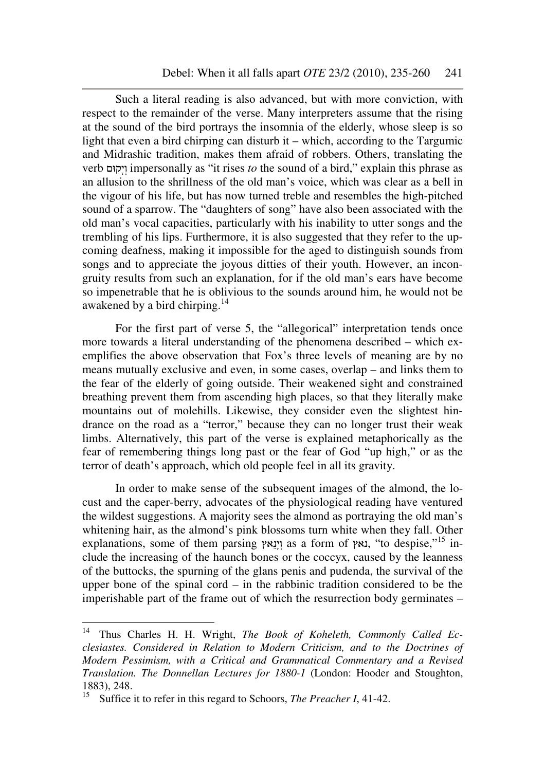Such a literal reading is also advanced, but with more conviction, with respect to the remainder of the verse. Many interpreters assume that the rising at the sound of the bird portrays the insomnia of the elderly, whose sleep is so light that even a bird chirping can disturb it – which, according to the Targumic and Midrashic tradition, makes them afraid of robbers. Others, translating the verb וְיָקוּם impersonally as "it rises *to* the sound of a bird," explain this phrase as an allusion to the shrillness of the old man's voice, which was clear as a bell in the vigour of his life, but has now turned treble and resembles the high-pitched sound of a sparrow. The "daughters of song" have also been associated with the old man's vocal capacities, particularly with his inability to utter songs and the trembling of his lips. Furthermore, it is also suggested that they refer to the upcoming deafness, making it impossible for the aged to distinguish sounds from songs and to appreciate the joyous ditties of their youth. However, an incongruity results from such an explanation, for if the old man's ears have become so impenetrable that he is oblivious to the sounds around him, he would not be awakened by a bird chirping.[14]

For the first part of verse 5, the "allegorical" interpretation tends once more towards a literal understanding of the phenomena described – which exemplifies the above observation that Fox's three levels of meaning are by no means mutually exclusive and even, in some cases, overlap – and links them to the fear of the elderly of going outside. Their weakened sight and constrained breathing prevent them from ascending high places, so that they literally make mountains out of molehills. Likewise, they consider even the slightest hindrance on the road as a "terror," because they can no longer trust their weak limbs. Alternatively, this part of the verse is explained metaphorically as the fear of remembering things long past or the fear of God "up high," or as the terror of death's approach, which old people feel in all its gravity.

In order to make sense of the subsequent images of the almond, the locust and the caper-berry, advocates of the physiological reading have ventured the wildest suggestions. A majority sees the almond as portraying the old man's whitening hair, as the almond's pink blossoms turn white when they fall. Other explanations, some of them parsing וְיָנֵאץ as a form of נאץ, "to despise,"[15] include the increasing of the haunch bones or the coccyx, caused by the leanness of the buttocks, the spurning of the glans penis and pudenda, the survival of the upper bone of the spinal cord – in the rabbinic tradition considered to be the imperishable part of the frame out of which the resurrection body germinates –

---

[14] Thus Charles H. H. Wright, *The Book of Koheleth, Commonly Called Ecclesiastes. Considered in Relation to Modern Criticism, and to the Doctrines of Modern Pessimism, with a Critical and Grammatical Commentary and a Revised Translation. The Donnellan Lectures for 1880-1* (London: Hooder and Stoughton, 1883), 248.

[15] Suffice it to refer in this regard to Schoors, *The Preacher I*, 41-42.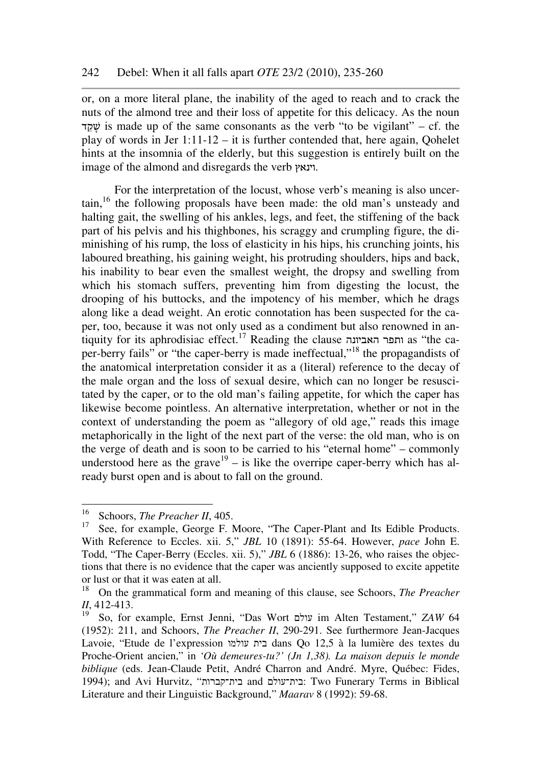or, on a more literal plane, the inability of the aged to reach and to crack the nuts of the almond tree and their loss of appetite for this delicacy. As the noun שָׁקֵד is made up of the same consonants as the verb "to be vigilant" – cf. the play of words in Jer 1:11-12 – it is further contended that, here again, Qohelet hints at the insomnia of the elderly, but this suggestion is entirely built on the image of the almond and disregards the verb וינאץ.

For the interpretation of the locust, whose verb's meaning is also uncertain,[16] the following proposals have been made: the old man's unsteady and halting gait, the swelling of his ankles, legs, and feet, the stiffening of the back part of his pelvis and his thighbones, his scraggy and crumpling figure, the diminishing of his rump, the loss of elasticity in his hips, his crunching joints, his laboured breathing, his gaining weight, his protruding shoulders, hips and back, his inability to bear even the smallest weight, the dropsy and swelling from which his stomach suffers, preventing him from digesting the locust, the drooping of his buttocks, and the impotency of his member, which he drags along like a dead weight. An erotic connotation has been suspected for the caper, too, because it was not only used as a condiment but also renowned in antiquity for its aphrodisiac effect.[17] Reading the clause ותפר האביונה as "the caper-berry fails" or "the caper-berry is made ineffectual,"[18] the propagandists of the anatomical interpretation consider it as a (literal) reference to the decay of the male organ and the loss of sexual desire, which can no longer be resuscitated by the caper, or to the old man's failing appetite, for which the caper has likewise become pointless. An alternative interpretation, whether or not in the context of understanding the poem as "allegory of old age," reads this image metaphorically in the light of the next part of the verse: the old man, who is on the verge of death and is soon to be carried to his "eternal home" – commonly understood here as the grave[19] – is like the overripe caper-berry which has already burst open and is about to fall on the ground.

---

[16] Schoors, *The Preacher II*, 405.

[17] See, for example, George F. Moore, "The Caper-Plant and Its Edible Products. With Reference to Eccles. xii. 5," *JBL* 10 (1891): 55-64. However, *pace* John E. Todd, "The Caper-Berry (Eccles. xii. 5)," *JBL* 6 (1886): 13-26, who raises the objections that there is no evidence that the caper was anciently supposed to excite appetite or lust or that it was eaten at all.

[18] On the grammatical form and meaning of this clause, see Schoors, *The Preacher II*, 412-413.

[19] So, for example, Ernst Jenni, "Das Wort עולם im Alten Testament," *ZAW* 64 (1952): 211, and Schoors, *The Preacher II*, 290-291. See furthermore Jean-Jacques Lavoie, "Etude de l'expression בית עולמו dans Qo 12,5 à la lumière des textes du Proche-Orient ancien," in *'Où demeures-tu?' (Jn 1,38). La maison depuis le monde biblique* (eds. Jean-Claude Petit, André Charron and André. Myre, Québec: Fides, 1994); and Avi Hurvitz, "בית־קברות and בית־עולם: Two Funerary Terms in Biblical Literature and their Linguistic Background," *Maarav* 8 (1992): 59-68.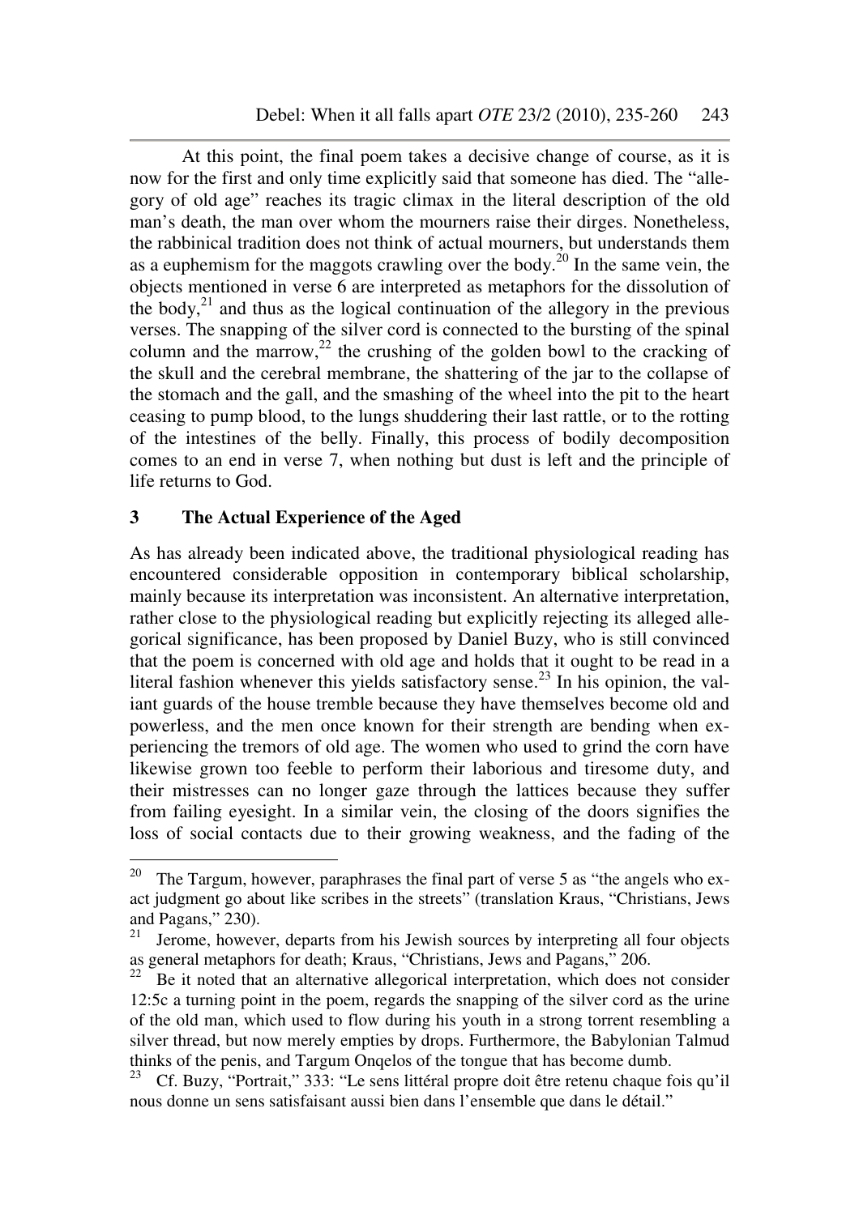At this point, the final poem takes a decisive change of course, as it is now for the first and only time explicitly said that someone has died. The "allegory of old age" reaches its tragic climax in the literal description of the old man's death, the man over whom the mourners raise their dirges. Nonetheless, the rabbinical tradition does not think of actual mourners, but understands them as a euphemism for the maggots crawling over the body.[20] In the same vein, the objects mentioned in verse 6 are interpreted as metaphors for the dissolution of the body,[21] and thus as the logical continuation of the allegory in the previous verses. The snapping of the silver cord is connected to the bursting of the spinal column and the marrow,[22] the crushing of the golden bowl to the cracking of the skull and the cerebral membrane, the shattering of the jar to the collapse of the stomach and the gall, and the smashing of the wheel into the pit to the heart ceasing to pump blood, to the lungs shuddering their last rattle, or to the rotting of the intestines of the belly. Finally, this process of bodily decomposition comes to an end in verse 7, when nothing but dust is left and the principle of life returns to God.

## 3 The Actual Experience of the Aged

As has already been indicated above, the traditional physiological reading has encountered considerable opposition in contemporary biblical scholarship, mainly because its interpretation was inconsistent. An alternative interpretation, rather close to the physiological reading but explicitly rejecting its alleged allegorical significance, has been proposed by Daniel Buzy, who is still convinced that the poem is concerned with old age and holds that it ought to be read in a literal fashion whenever this yields satisfactory sense.[23] In his opinion, the valiant guards of the house tremble because they have themselves become old and powerless, and the men once known for their strength are bending when experiencing the tremors of old age. The women who used to grind the corn have likewise grown too feeble to perform their laborious and tiresome duty, and their mistresses can no longer gaze through the lattices because they suffer from failing eyesight. In a similar vein, the closing of the doors signifies the loss of social contacts due to their growing weakness, and the fading of the

---

[20] The Targum, however, paraphrases the final part of verse 5 as "the angels who exact judgment go about like scribes in the streets" (translation Kraus, "Christians, Jews and Pagans," 230).

[21] Jerome, however, departs from his Jewish sources by interpreting all four objects as general metaphors for death; Kraus, "Christians, Jews and Pagans," 206.

[22] Be it noted that an alternative allegorical interpretation, which does not consider 12:5c a turning point in the poem, regards the snapping of the silver cord as the urine of the old man, which used to flow during his youth in a strong torrent resembling a silver thread, but now merely empties by drops. Furthermore, the Babylonian Talmud thinks of the penis, and Targum Onqelos of the tongue that has become dumb.

[23] Cf. Buzy, "Portrait," 333: "Le sens littéral propre doit être retenu chaque fois qu'il nous donne un sens satisfaisant aussi bien dans l'ensemble que dans le détail."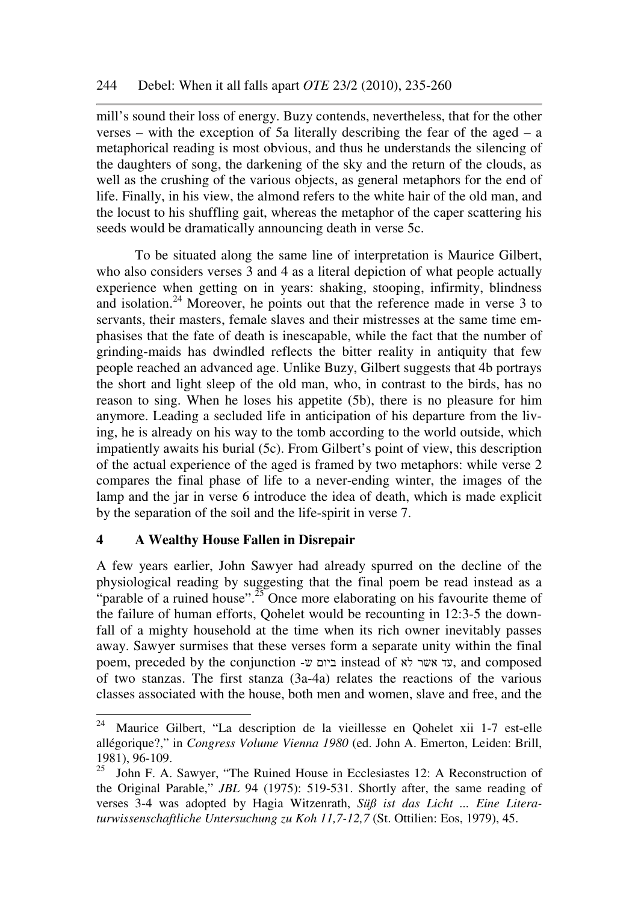mill's sound their loss of energy. Buzy contends, nevertheless, that for the other verses – with the exception of 5a literally describing the fear of the aged – a metaphorical reading is most obvious, and thus he understands the silencing of the daughters of song, the darkening of the sky and the return of the clouds, as well as the crushing of the various objects, as general metaphors for the end of life. Finally, in his view, the almond refers to the white hair of the old man, and the locust to his shuffling gait, whereas the metaphor of the caper scattering his seeds would be dramatically announcing death in verse 5c.

To be situated along the same line of interpretation is Maurice Gilbert, who also considers verses 3 and 4 as a literal depiction of what people actually experience when getting on in years: shaking, stooping, infirmity, blindness and isolation.[24] Moreover, he points out that the reference made in verse 3 to servants, their masters, female slaves and their mistresses at the same time emphasises that the fate of death is inescapable, while the fact that the number of grinding-maids has dwindled reflects the bitter reality in antiquity that few people reached an advanced age. Unlike Buzy, Gilbert suggests that 4b portrays the short and light sleep of the old man, who, in contrast to the birds, has no reason to sing. When he loses his appetite (5b), there is no pleasure for him anymore. Leading a secluded life in anticipation of his departure from the living, he is already on his way to the tomb according to the world outside, which impatiently awaits his burial (5c). From Gilbert's point of view, this description of the actual experience of the aged is framed by two metaphors: while verse 2 compares the final phase of life to a never-ending winter, the images of the lamp and the jar in verse 6 introduce the idea of death, which is made explicit by the separation of the soil and the life-spirit in verse 7.

## 4 A Wealthy House Fallen in Disrepair

A few years earlier, John Sawyer had already spurred on the decline of the physiological reading by suggesting that the final poem be read instead as a "parable of a ruined house".[25] Once more elaborating on his favourite theme of the failure of human efforts, Qohelet would be recounting in 12:3-5 the downfall of a mighty household at the time when its rich owner inevitably passes away. Sawyer surmises that these verses form a separate unity within the final poem, preceded by the conjunction ביום ש- instead of עד אשר לא, and composed of two stanzas. The first stanza (3a-4a) relates the reactions of the various classes associated with the house, both men and women, slave and free, and the

---

[24] Maurice Gilbert, "La description de la vieillesse en Qohelet xii 1-7 est-elle allégorique?," in *Congress Volume Vienna 1980* (ed. John A. Emerton, Leiden: Brill, 1981), 96-109.

[25] John F. A. Sawyer, "The Ruined House in Ecclesiastes 12: A Reconstruction of the Original Parable," *JBL* 94 (1975): 519-531. Shortly after, the same reading of verses 3-4 was adopted by Hagia Witzenrath, *Süß ist das Licht ... Eine Literaturwissenschaftliche Untersuchung zu Koh 11,7-12,7* (St. Ottilien: Eos, 1979), 45.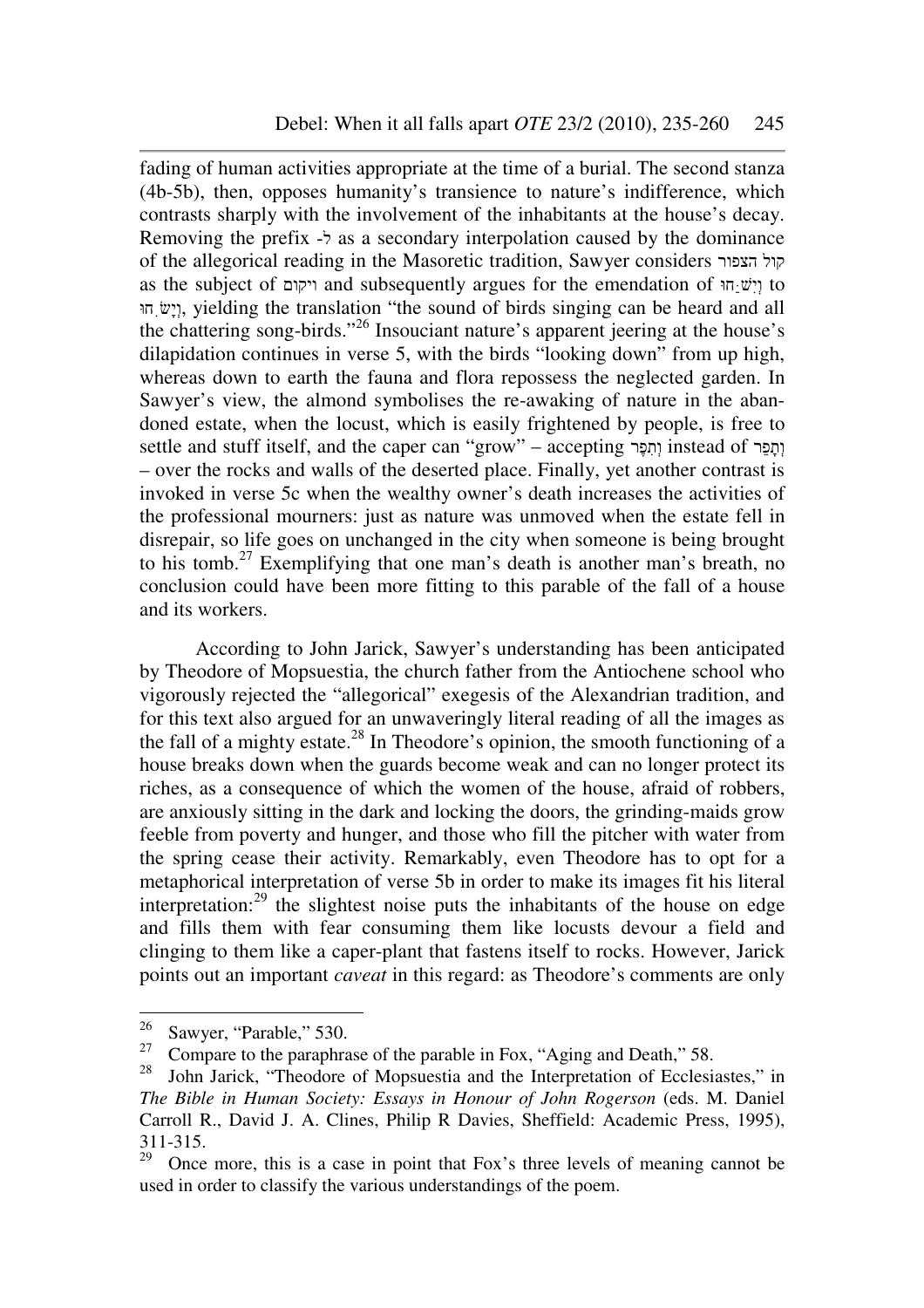fading of human activities appropriate at the time of a burial. The second stanza (4b-5b), then, opposes humanity's transience to nature's indifference, which contrasts sharply with the involvement of the inhabitants at the house's decay. Removing the prefix -ל as a secondary interpolation caused by the dominance of the allegorical reading in the Masoretic tradition, Sawyer considers קול הצפור as the subject of ויקום and subsequently argues for the emendation of וְיִשַּׁחוּ to וְיָשִׁחוּ, yielding the translation "the sound of birds singing can be heard and all the chattering song-birds."[26] Insouciant nature's apparent jeering at the house's dilapidation continues in verse 5, with the birds "looking down" from up high, whereas down to earth the fauna and flora repossess the neglected garden. In Sawyer's view, the almond symbolises the re-awaking of nature in the abandoned estate, when the locust, which is easily frightened by people, is free to settle and stuff itself, and the caper can "grow" – accepting וְתִפָּר instead of וְתָפֵר – over the rocks and walls of the deserted place. Finally, yet another contrast is invoked in verse 5c when the wealthy owner's death increases the activities of the professional mourners: just as nature was unmoved when the estate fell in disrepair, so life goes on unchanged in the city when someone is being brought to his tomb.[27] Exemplifying that one man's death is another man's breath, no conclusion could have been more fitting to this parable of the fall of a house and its workers.

According to John Jarick, Sawyer's understanding has been anticipated by Theodore of Mopsuestia, the church father from the Antiochene school who vigorously rejected the "allegorical" exegesis of the Alexandrian tradition, and for this text also argued for an unwaveringly literal reading of all the images as the fall of a mighty estate.[28] In Theodore's opinion, the smooth functioning of a house breaks down when the guards become weak and can no longer protect its riches, as a consequence of which the women of the house, afraid of robbers, are anxiously sitting in the dark and locking the doors, the grinding-maids grow feeble from poverty and hunger, and those who fill the pitcher with water from the spring cease their activity. Remarkably, even Theodore has to opt for a metaphorical interpretation of verse 5b in order to make its images fit his literal interpretation:[29] the slightest noise puts the inhabitants of the house on edge and fills them with fear consuming them like locusts devour a field and clinging to them like a caper-plant that fastens itself to rocks. However, Jarick points out an important *caveat* in this regard: as Theodore's comments are only

---

[26] Sawyer, "Parable," 530.

[27] Compare to the paraphrase of the parable in Fox, "Aging and Death," 58.

[28] John Jarick, "Theodore of Mopsuestia and the Interpretation of Ecclesiastes," in *The Bible in Human Society: Essays in Honour of John Rogerson* (eds. M. Daniel Carroll R., David J. A. Clines, Philip R Davies, Sheffield: Academic Press, 1995), 311-315.

[29] Once more, this is a case in point that Fox's three levels of meaning cannot be used in order to classify the various understandings of the poem.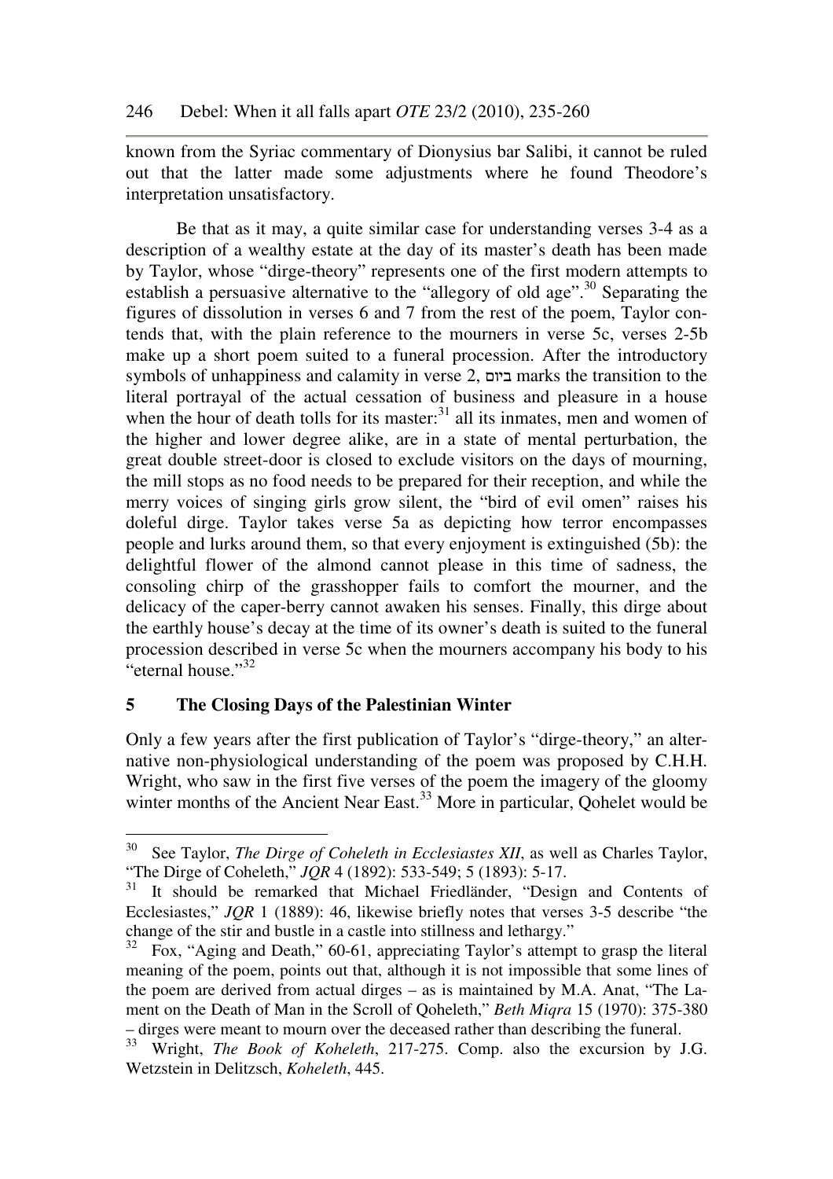known from the Syriac commentary of Dionysius bar Salibi, it cannot be ruled out that the latter made some adjustments where he found Theodore's interpretation unsatisfactory.

Be that as it may, a quite similar case for understanding verses 3-4 as a description of a wealthy estate at the day of its master's death has been made by Taylor, whose "dirge-theory" represents one of the first modern attempts to establish a persuasive alternative to the "allegory of old age".[30] Separating the figures of dissolution in verses 6 and 7 from the rest of the poem, Taylor contends that, with the plain reference to the mourners in verse 5c, verses 2-5b make up a short poem suited to a funeral procession. After the introductory symbols of unhappiness and calamity in verse 2, ביום marks the transition to the literal portrayal of the actual cessation of business and pleasure in a house when the hour of death tolls for its master:[31] all its inmates, men and women of the higher and lower degree alike, are in a state of mental perturbation, the great double street-door is closed to exclude visitors on the days of mourning, the mill stops as no food needs to be prepared for their reception, and while the merry voices of singing girls grow silent, the "bird of evil omen" raises his doleful dirge. Taylor takes verse 5a as depicting how terror encompasses people and lurks around them, so that every enjoyment is extinguished (5b): the delightful flower of the almond cannot please in this time of sadness, the consoling chirp of the grasshopper fails to comfort the mourner, and the delicacy of the caper-berry cannot awaken his senses. Finally, this dirge about the earthly house's decay at the time of its owner's death is suited to the funeral procession described in verse 5c when the mourners accompany his body to his "eternal house."[32]

## 5 The Closing Days of the Palestinian Winter

Only a few years after the first publication of Taylor's "dirge-theory," an alternative non-physiological understanding of the poem was proposed by C.H.H. Wright, who saw in the first five verses of the poem the imagery of the gloomy winter months of the Ancient Near East.[33] More in particular, Qohelet would be

---

[30] See Taylor, *The Dirge of Coheleth in Ecclesiastes XII*, as well as Charles Taylor, "The Dirge of Coheleth," *JQR* 4 (1892): 533-549; 5 (1893): 5-17.

[31] It should be remarked that Michael Friedländer, "Design and Contents of Ecclesiastes," *JQR* 1 (1889): 46, likewise briefly notes that verses 3-5 describe "the change of the stir and bustle in a castle into stillness and lethargy."

[32] Fox, "Aging and Death," 60-61, appreciating Taylor's attempt to grasp the literal meaning of the poem, points out that, although it is not impossible that some lines of the poem are derived from actual dirges – as is maintained by M.A. Anat, "The Lament on the Death of Man in the Scroll of Qoheleth," *Beth Miqra* 15 (1970): 375-380 – dirges were meant to mourn over the deceased rather than describing the funeral.

[33] Wright, *The Book of Koheleth*, 217-275. Comp. also the excursion by J.G. Wetzstein in Delitzsch, *Koheleth*, 445.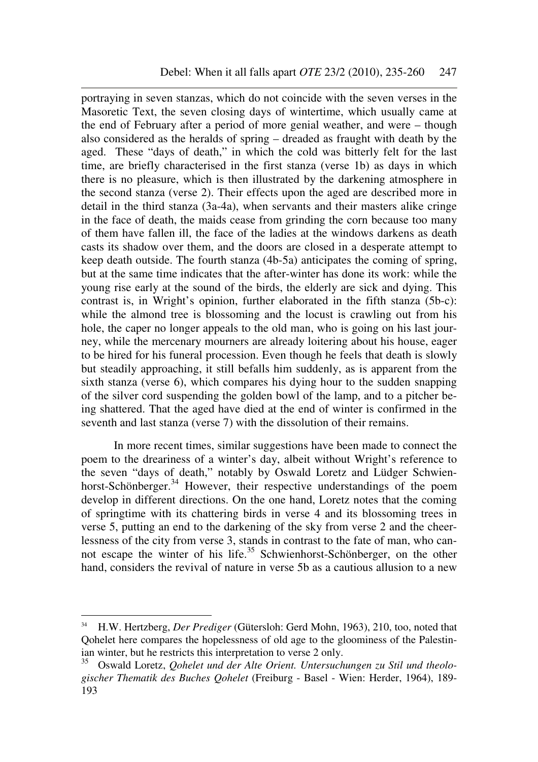portraying in seven stanzas, which do not coincide with the seven verses in the Masoretic Text, the seven closing days of wintertime, which usually came at the end of February after a period of more genial weather, and were – though also considered as the heralds of spring – dreaded as fraught with death by the aged. These "days of death," in which the cold was bitterly felt for the last time, are briefly characterised in the first stanza (verse 1b) as days in which there is no pleasure, which is then illustrated by the darkening atmosphere in the second stanza (verse 2). Their effects upon the aged are described more in detail in the third stanza (3a-4a), when servants and their masters alike cringe in the face of death, the maids cease from grinding the corn because too many of them have fallen ill, the face of the ladies at the windows darkens as death casts its shadow over them, and the doors are closed in a desperate attempt to keep death outside. The fourth stanza (4b-5a) anticipates the coming of spring, but at the same time indicates that the after-winter has done its work: while the young rise early at the sound of the birds, the elderly are sick and dying. This contrast is, in Wright's opinion, further elaborated in the fifth stanza (5b-c): while the almond tree is blossoming and the locust is crawling out from his hole, the caper no longer appeals to the old man, who is going on his last journey, while the mercenary mourners are already loitering about his house, eager to be hired for his funeral procession. Even though he feels that death is slowly but steadily approaching, it still befalls him suddenly, as is apparent from the sixth stanza (verse 6), which compares his dying hour to the sudden snapping of the silver cord suspending the golden bowl of the lamp, and to a pitcher being shattered. That the aged have died at the end of winter is confirmed in the seventh and last stanza (verse 7) with the dissolution of their remains.

In more recent times, similar suggestions have been made to connect the poem to the dreariness of a winter's day, albeit without Wright's reference to the seven "days of death," notably by Oswald Loretz and Lüdger Schwienhorst-Schönberger.[34] However, their respective understandings of the poem develop in different directions. On the one hand, Loretz notes that the coming of springtime with its chattering birds in verse 4 and its blossoming trees in verse 5, putting an end to the darkening of the sky from verse 2 and the cheerlessness of the city from verse 3, stands in contrast to the fate of man, who cannot escape the winter of his life.[35] Schwienhorst-Schönberger, on the other hand, considers the revival of nature in verse 5b as a cautious allusion to a new

---

[34] H.W. Hertzberg, *Der Prediger* (Gütersloh: Gerd Mohn, 1963), 210, too, noted that Qohelet here compares the hopelessness of old age to the gloominess of the Palestinian winter, but he restricts this interpretation to verse 2 only.

[35] Oswald Loretz, *Qohelet und der Alte Orient. Untersuchungen zu Stil und theologischer Thematik des Buches Qohelet* (Freiburg - Basel - Wien: Herder, 1964), 189-193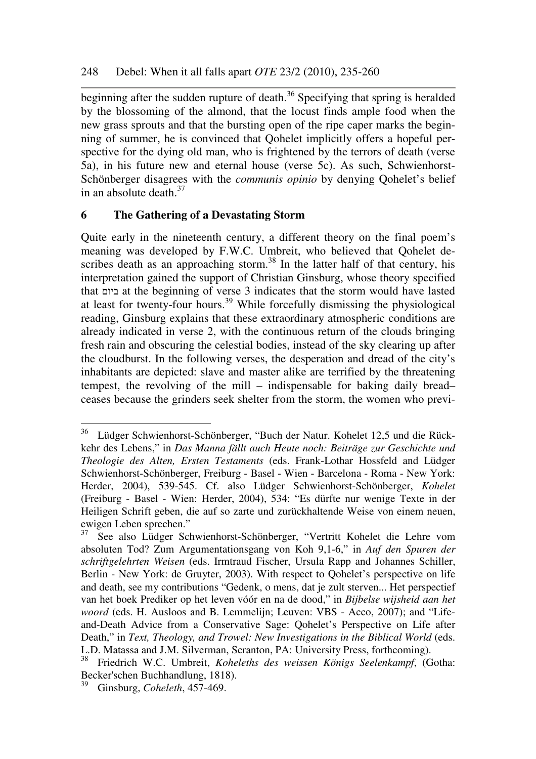beginning after the sudden rupture of death.[36] Specifying that spring is heralded by the blossoming of the almond, that the locust finds ample food when the new grass sprouts and that the bursting open of the ripe caper marks the beginning of summer, he is convinced that Qohelet implicitly offers a hopeful perspective for the dying old man, who is frightened by the terrors of death (verse 5a), in his future new and eternal house (verse 5c). As such, Schwienhorst-Schönberger disagrees with the *communis opinio* by denying Qohelet's belief in an absolute death.[37]

## 6 The Gathering of a Devastating Storm

Quite early in the nineteenth century, a different theory on the final poem's meaning was developed by F.W.C. Umbreit, who believed that Qohelet describes death as an approaching storm.[38] In the latter half of that century, his interpretation gained the support of Christian Ginsburg, whose theory specified that ביום at the beginning of verse 3 indicates that the storm would have lasted at least for twenty-four hours.[39] While forcefully dismissing the physiological reading, Ginsburg explains that these extraordinary atmospheric conditions are already indicated in verse 2, with the continuous return of the clouds bringing fresh rain and obscuring the celestial bodies, instead of the sky clearing up after the cloudburst. In the following verses, the desperation and dread of the city's inhabitants are depicted: slave and master alike are terrified by the threatening tempest, the revolving of the mill – indispensable for baking daily bread– ceases because the grinders seek shelter from the storm, the women who previ-

---

[36] Lüdger Schwienhorst-Schönberger, "Buch der Natur. Kohelet 12,5 und die Rückkehr des Lebens," in *Das Manna fällt auch Heute noch: Beiträge zur Geschichte und Theologie des Alten, Ersten Testaments* (eds. Frank-Lothar Hossfeld and Lüdger Schwienhorst-Schönberger, Freiburg - Basel - Wien - Barcelona - Roma - New York: Herder, 2004), 539-545. Cf. also Lüdger Schwienhorst-Schönberger, *Kohelet* (Freiburg - Basel - Wien: Herder, 2004), 534: "Es dürfte nur wenige Texte in der Heiligen Schrift geben, die auf so zarte und zurückhaltende Weise von einem neuen, ewigen Leben sprechen."

[37] See also Lüdger Schwienhorst-Schönberger, "Vertritt Kohelet die Lehre vom absoluten Tod? Zum Argumentationsgang von Koh 9,1-6," in *Auf den Spuren der schriftgelehrten Weisen* (eds. Irmtraud Fischer, Ursula Rapp and Johannes Schiller, Berlin - New York: de Gruyter, 2003). With respect to Qohelet's perspective on life and death, see my contributions "Gedenk, o mens, dat je zult sterven... Het perspectief van het boek Prediker op het leven vóór en na de dood," in *Bijbelse wijsheid aan het woord* (eds. H. Ausloos and B. Lemmelijn; Leuven: VBS - Acco, 2007); and "Life-and-Death Advice from a Conservative Sage: Qohelet's Perspective on Life after Death," in *Text, Theology, and Trowel: New Investigations in the Biblical World* (eds. L.D. Matassa and J.M. Silverman, Scranton, PA: University Press, forthcoming).

[38] Friedrich W.C. Umbreit, *Koheleths des weissen Königs Seelenkampf*, (Gotha: Becker'schen Buchhandlung, 1818).

[39] Ginsburg, *Coheleth*, 457-469.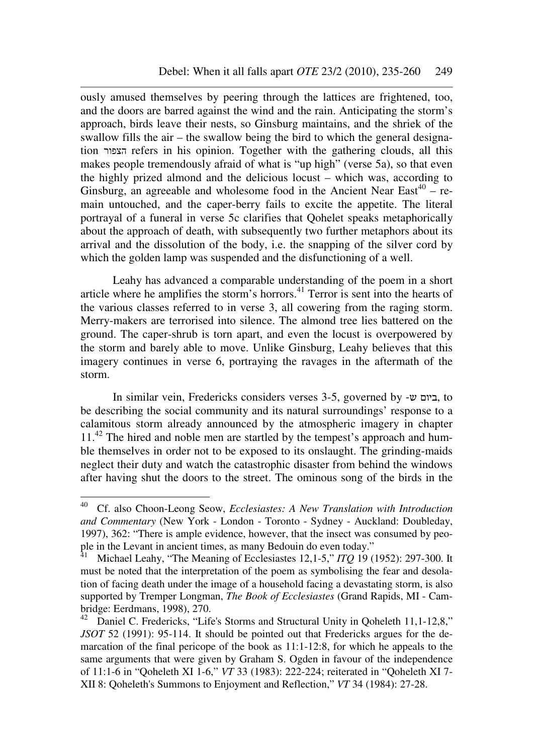ously amused themselves by peering through the lattices are frightened, too, and the doors are barred against the wind and the rain. Anticipating the storm's approach, birds leave their nests, so Ginsburg maintains, and the shriek of the swallow fills the air – the swallow being the bird to which the general designation הצפור refers in his opinion. Together with the gathering clouds, all this makes people tremendously afraid of what is "up high" (verse 5a), so that even the highly prized almond and the delicious locust – which was, according to Ginsburg, an agreeable and wholesome food in the Ancient Near East[40] – remain untouched, and the caper-berry fails to excite the appetite. The literal portrayal of a funeral in verse 5c clarifies that Qohelet speaks metaphorically about the approach of death, with subsequently two further metaphors about its arrival and the dissolution of the body, i.e. the snapping of the silver cord by which the golden lamp was suspended and the disfunctioning of a well.

Leahy has advanced a comparable understanding of the poem in a short article where he amplifies the storm's horrors.[41] Terror is sent into the hearts of the various classes referred to in verse 3, all cowering from the raging storm. Merry-makers are terrorised into silence. The almond tree lies battered on the ground. The caper-shrub is torn apart, and even the locust is overpowered by the storm and barely able to move. Unlike Ginsburg, Leahy believes that this imagery continues in verse 6, portraying the ravages in the aftermath of the storm.

In similar vein, Fredericks considers verses 3-5, governed by ביום ש-, to be describing the social community and its natural surroundings' response to a calamitous storm already announced by the atmospheric imagery in chapter 11.[42] The hired and noble men are startled by the tempest's approach and humble themselves in order not to be exposed to its onslaught. The grinding-maids neglect their duty and watch the catastrophic disaster from behind the windows after having shut the doors to the street. The ominous song of the birds in the

---

[40] Cf. also Choon-Leong Seow, *Ecclesiastes: A New Translation with Introduction and Commentary* (New York - London - Toronto - Sydney - Auckland: Doubleday, 1997), 362: "There is ample evidence, however, that the insect was consumed by people in the Levant in ancient times, as many Bedouin do even today."

[41] Michael Leahy, "The Meaning of Ecclesiastes 12,1-5," *ITQ* 19 (1952): 297-300. It must be noted that the interpretation of the poem as symbolising the fear and desolation of facing death under the image of a household facing a devastating storm, is also supported by Tremper Longman, *The Book of Ecclesiastes* (Grand Rapids, MI - Cambridge: Eerdmans, 1998), 270.

[42] Daniel C. Fredericks, "Life's Storms and Structural Unity in Qoheleth 11,1-12,8," *JSOT* 52 (1991): 95-114. It should be pointed out that Fredericks argues for the demarcation of the final pericope of the book as 11:1-12:8, for which he appeals to the same arguments that were given by Graham S. Ogden in favour of the independence of 11:1-6 in "Qoheleth XI 1-6," *VT* 33 (1983): 222-224; reiterated in "Qoheleth XI 7-XII 8: Qoheleth's Summons to Enjoyment and Reflection," *VT* 34 (1984): 27-28.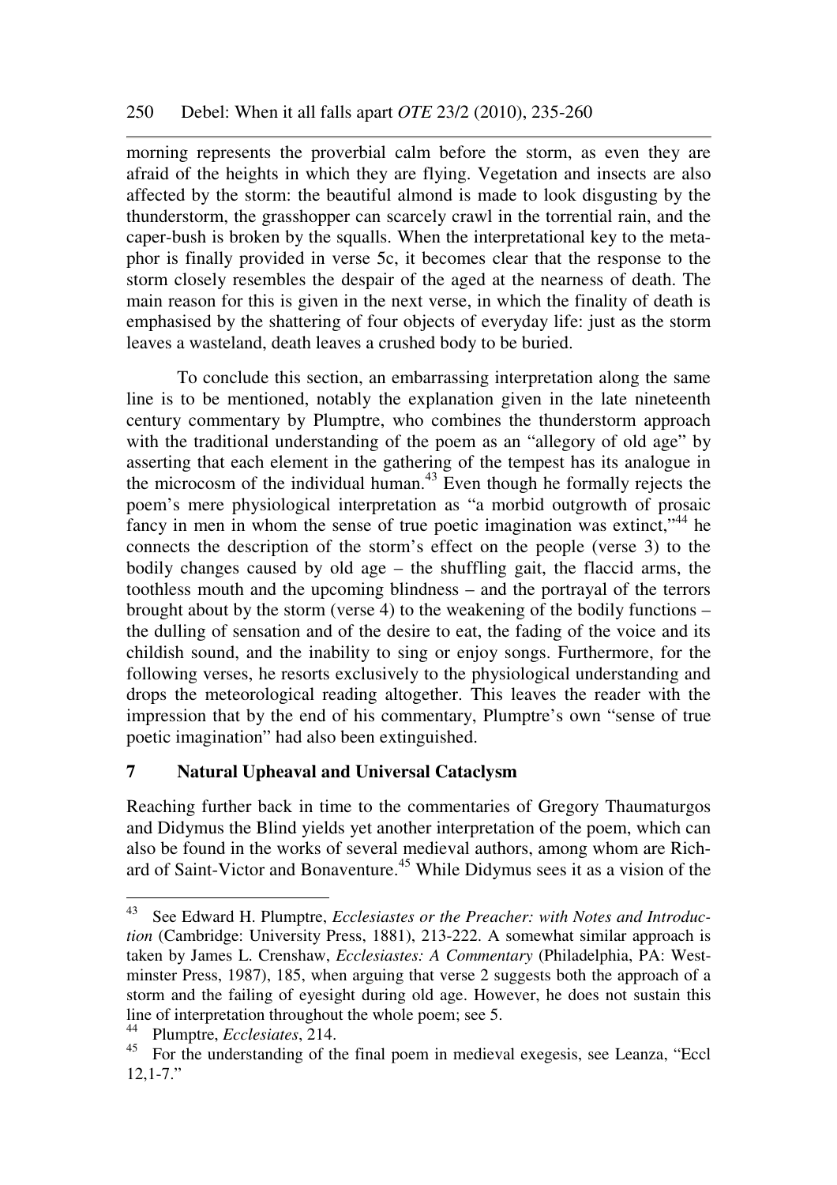morning represents the proverbial calm before the storm, as even they are afraid of the heights in which they are flying. Vegetation and insects are also affected by the storm: the beautiful almond is made to look disgusting by the thunderstorm, the grasshopper can scarcely crawl in the torrential rain, and the caper-bush is broken by the squalls. When the interpretational key to the metaphor is finally provided in verse 5c, it becomes clear that the response to the storm closely resembles the despair of the aged at the nearness of death. The main reason for this is given in the next verse, in which the finality of death is emphasised by the shattering of four objects of everyday life: just as the storm leaves a wasteland, death leaves a crushed body to be buried.

To conclude this section, an embarrassing interpretation along the same line is to be mentioned, notably the explanation given in the late nineteenth century commentary by Plumptre, who combines the thunderstorm approach with the traditional understanding of the poem as an "allegory of old age" by asserting that each element in the gathering of the tempest has its analogue in the microcosm of the individual human.[43] Even though he formally rejects the poem's mere physiological interpretation as "a morbid outgrowth of prosaic fancy in men in whom the sense of true poetic imagination was extinct,"[44] he connects the description of the storm's effect on the people (verse 3) to the bodily changes caused by old age – the shuffling gait, the flaccid arms, the toothless mouth and the upcoming blindness – and the portrayal of the terrors brought about by the storm (verse 4) to the weakening of the bodily functions – the dulling of sensation and of the desire to eat, the fading of the voice and its childish sound, and the inability to sing or enjoy songs. Furthermore, for the following verses, he resorts exclusively to the physiological understanding and drops the meteorological reading altogether. This leaves the reader with the impression that by the end of his commentary, Plumptre's own "sense of true poetic imagination" had also been extinguished.

## 7 Natural Upheaval and Universal Cataclysm

Reaching further back in time to the commentaries of Gregory Thaumaturgos and Didymus the Blind yields yet another interpretation of the poem, which can also be found in the works of several medieval authors, among whom are Richard of Saint-Victor and Bonaventure.[45] While Didymus sees it as a vision of the

---

[43] See Edward H. Plumptre, *Ecclesiastes or the Preacher: with Notes and Introduction* (Cambridge: University Press, 1881), 213-222. A somewhat similar approach is taken by James L. Crenshaw, *Ecclesiastes: A Commentary* (Philadelphia, PA: Westminster Press, 1987), 185, when arguing that verse 2 suggests both the approach of a storm and the failing of eyesight during old age. However, he does not sustain this line of interpretation throughout the whole poem; see 5.

[44] Plumptre, *Ecclesiates*, 214.

[45] For the understanding of the final poem in medieval exegesis, see Leanza, "Eccl 12,1-7."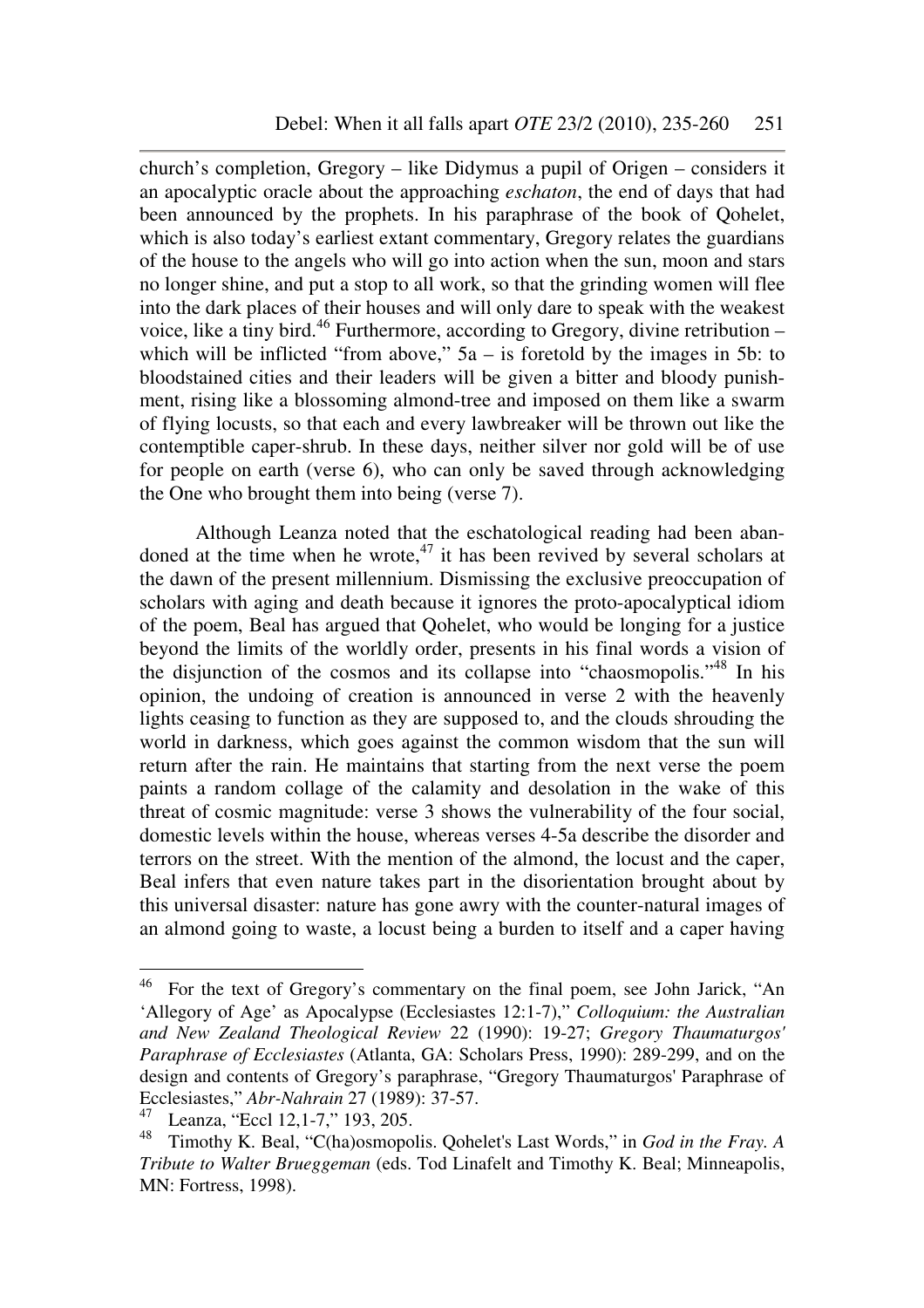church's completion, Gregory – like Didymus a pupil of Origen – considers it an apocalyptic oracle about the approaching *eschaton*, the end of days that had been announced by the prophets. In his paraphrase of the book of Qohelet, which is also today's earliest extant commentary, Gregory relates the guardians of the house to the angels who will go into action when the sun, moon and stars no longer shine, and put a stop to all work, so that the grinding women will flee into the dark places of their houses and will only dare to speak with the weakest voice, like a tiny bird.[46] Furthermore, according to Gregory, divine retribution – which will be inflicted "from above," 5a – is foretold by the images in 5b: to bloodstained cities and their leaders will be given a bitter and bloody punishment, rising like a blossoming almond-tree and imposed on them like a swarm of flying locusts, so that each and every lawbreaker will be thrown out like the contemptible caper-shrub. In these days, neither silver nor gold will be of use for people on earth (verse 6), who can only be saved through acknowledging the One who brought them into being (verse 7).

Although Leanza noted that the eschatological reading had been abandoned at the time when he wrote,[47] it has been revived by several scholars at the dawn of the present millennium. Dismissing the exclusive preoccupation of scholars with aging and death because it ignores the proto-apocalyptical idiom of the poem, Beal has argued that Qohelet, who would be longing for a justice beyond the limits of the worldly order, presents in his final words a vision of the disjunction of the cosmos and its collapse into "chaosmopolis."[48] In his opinion, the undoing of creation is announced in verse 2 with the heavenly lights ceasing to function as they are supposed to, and the clouds shrouding the world in darkness, which goes against the common wisdom that the sun will return after the rain. He maintains that starting from the next verse the poem paints a random collage of the calamity and desolation in the wake of this threat of cosmic magnitude: verse 3 shows the vulnerability of the four social, domestic levels within the house, whereas verses 4-5a describe the disorder and terrors on the street. With the mention of the almond, the locust and the caper, Beal infers that even nature takes part in the disorientation brought about by this universal disaster: nature has gone awry with the counter-natural images of an almond going to waste, a locust being a burden to itself and a caper having

---

[46] For the text of Gregory's commentary on the final poem, see John Jarick, "An 'Allegory of Age' as Apocalypse (Ecclesiastes 12:1-7)," *Colloquium: the Australian and New Zealand Theological Review* 22 (1990): 19-27; *Gregory Thaumaturgos' Paraphrase of Ecclesiastes* (Atlanta, GA: Scholars Press, 1990): 289-299, and on the design and contents of Gregory's paraphrase, "Gregory Thaumaturgos' Paraphrase of Ecclesiastes," *Abr-Nahrain* 27 (1989): 37-57.

[47] Leanza, "Eccl 12,1-7," 193, 205.

[48] Timothy K. Beal, "C(ha)osmopolis. Qohelet's Last Words," in *God in the Fray. A Tribute to Walter Brueggeman* (eds. Tod Linafelt and Timothy K. Beal; Minneapolis, MN: Fortress, 1998).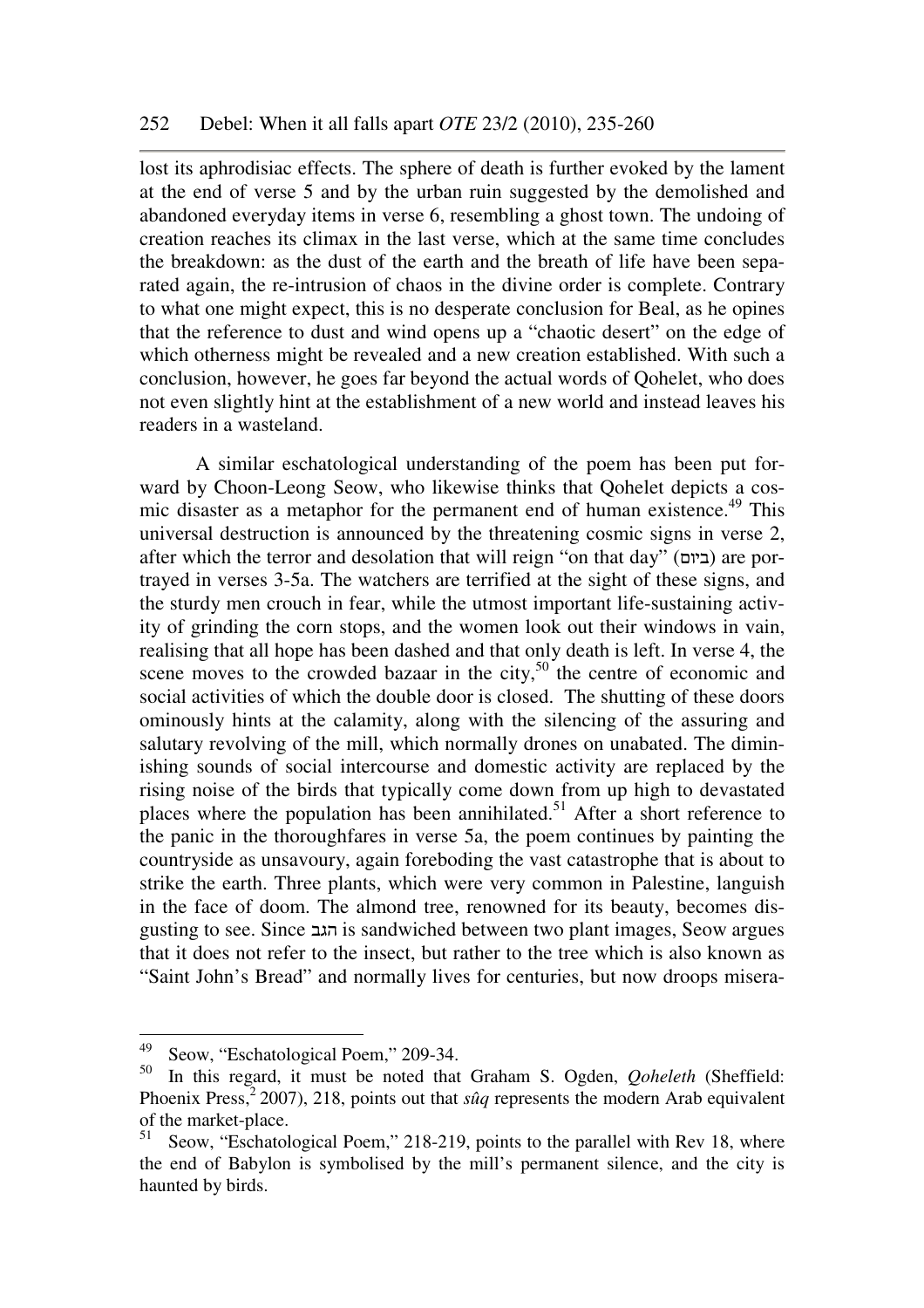lost its aphrodisiac effects. The sphere of death is further evoked by the lament at the end of verse 5 and by the urban ruin suggested by the demolished and abandoned everyday items in verse 6, resembling a ghost town. The undoing of creation reaches its climax in the last verse, which at the same time concludes the breakdown: as the dust of the earth and the breath of life have been separated again, the re-intrusion of chaos in the divine order is complete. Contrary to what one might expect, this is no desperate conclusion for Beal, as he opines that the reference to dust and wind opens up a "chaotic desert" on the edge of which otherness might be revealed and a new creation established. With such a conclusion, however, he goes far beyond the actual words of Qohelet, who does not even slightly hint at the establishment of a new world and instead leaves his readers in a wasteland.

A similar eschatological understanding of the poem has been put forward by Choon-Leong Seow, who likewise thinks that Qohelet depicts a cosmic disaster as a metaphor for the permanent end of human existence.[49] This universal destruction is announced by the threatening cosmic signs in verse 2, after which the terror and desolation that will reign "on that day" (ביום) are portrayed in verses 3-5a. The watchers are terrified at the sight of these signs, and the sturdy men crouch in fear, while the utmost important life-sustaining activity of grinding the corn stops, and the women look out their windows in vain, realising that all hope has been dashed and that only death is left. In verse 4, the scene moves to the crowded bazaar in the city,[50] the centre of economic and social activities of which the double door is closed. The shutting of these doors ominously hints at the calamity, along with the silencing of the assuring and salutary revolving of the mill, which normally drones on unabated. The diminishing sounds of social intercourse and domestic activity are replaced by the rising noise of the birds that typically come down from up high to devastated places where the population has been annihilated.[51] After a short reference to the panic in the thoroughfares in verse 5a, the poem continues by painting the countryside as unsavoury, again foreboding the vast catastrophe that is about to strike the earth. Three plants, which were very common in Palestine, languish in the face of doom. The almond tree, renowned for its beauty, becomes disgusting to see. Since הגב is sandwiched between two plant images, Seow argues that it does not refer to the insect, but rather to the tree which is also known as "Saint John's Bread" and normally lives for centuries, but now droops misera-

---

[49] Seow, "Eschatological Poem," 209-34.

[50] In this regard, it must be noted that Graham S. Ogden, *Qoheleth* (Sheffield: Phoenix Press,[2] 2007), 218, points out that *sûq* represents the modern Arab equivalent of the market-place.

[51] Seow, "Eschatological Poem," 218-219, points to the parallel with Rev 18, where the end of Babylon is symbolised by the mill's permanent silence, and the city is haunted by birds.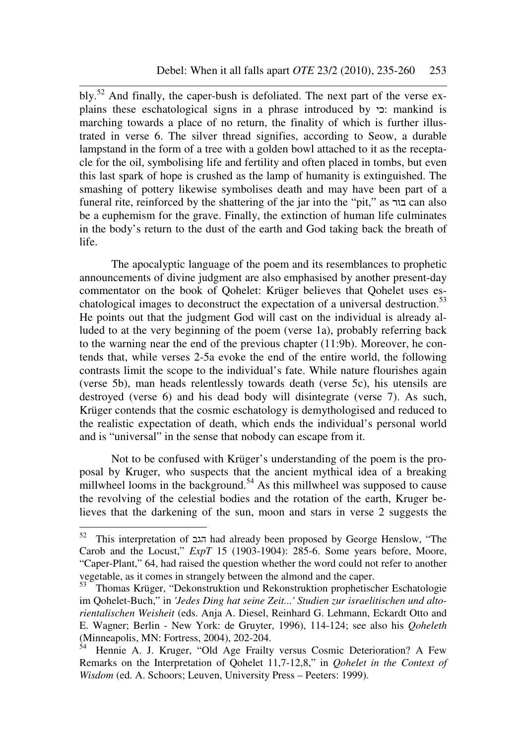bly.[52] And finally, the caper-bush is defoliated. The next part of the verse explains these eschatological signs in a phrase introduced by כי: mankind is marching towards a place of no return, the finality of which is further illustrated in verse 6. The silver thread signifies, according to Seow, a durable lampstand in the form of a tree with a golden bowl attached to it as the receptacle for the oil, symbolising life and fertility and often placed in tombs, but even this last spark of hope is crushed as the lamp of humanity is extinguished. The smashing of pottery likewise symbolises death and may have been part of a funeral rite, reinforced by the shattering of the jar into the "pit," as בור can also be a euphemism for the grave. Finally, the extinction of human life culminates in the body's return to the dust of the earth and God taking back the breath of life.

The apocalyptic language of the poem and its resemblances to prophetic announcements of divine judgment are also emphasised by another present-day commentator on the book of Qohelet: Krüger believes that Qohelet uses eschatological images to deconstruct the expectation of a universal destruction.[53] He points out that the judgment God will cast on the individual is already alluded to at the very beginning of the poem (verse 1a), probably referring back to the warning near the end of the previous chapter (11:9b). Moreover, he contends that, while verses 2-5a evoke the end of the entire world, the following contrasts limit the scope to the individual's fate. While nature flourishes again (verse 5b), man heads relentlessly towards death (verse 5c), his utensils are destroyed (verse 6) and his dead body will disintegrate (verse 7). As such, Krüger contends that the cosmic eschatology is demythologised and reduced to the realistic expectation of death, which ends the individual's personal world and is "universal" in the sense that nobody can escape from it.

Not to be confused with Krüger's understanding of the poem is the proposal by Kruger, who suspects that the ancient mythical idea of a breaking millwheel looms in the background.[54] As this millwheel was supposed to cause the revolving of the celestial bodies and the rotation of the earth, Kruger believes that the darkening of the sun, moon and stars in verse 2 suggests the

---

[52] This interpretation of הגב had already been proposed by George Henslow, "The Carob and the Locust," *ExpT* 15 (1903-1904): 285-6. Some years before, Moore, "Caper-Plant," 64, had raised the question whether the word could not refer to another vegetable, as it comes in strangely between the almond and the caper.

[53] Thomas Krüger, "Dekonstruktion und Rekonstruktion prophetischer Eschatologie im Qohelet-Buch," in *'Jedes Ding hat seine Zeit...' Studien zur israelitischen und altorientalischen Weisheit* (eds. Anja A. Diesel, Reinhard G. Lehmann, Eckardt Otto and E. Wagner; Berlin - New York: de Gruyter, 1996), 114-124; see also his *Qoheleth* (Minneapolis, MN: Fortress, 2004), 202-204.

[54] Hennie A. J. Kruger, "Old Age Frailty versus Cosmic Deterioration? A Few Remarks on the Interpretation of Qohelet 11,7-12,8," in *Qohelet in the Context of Wisdom* (ed. A. Schoors; Leuven, University Press – Peeters: 1999).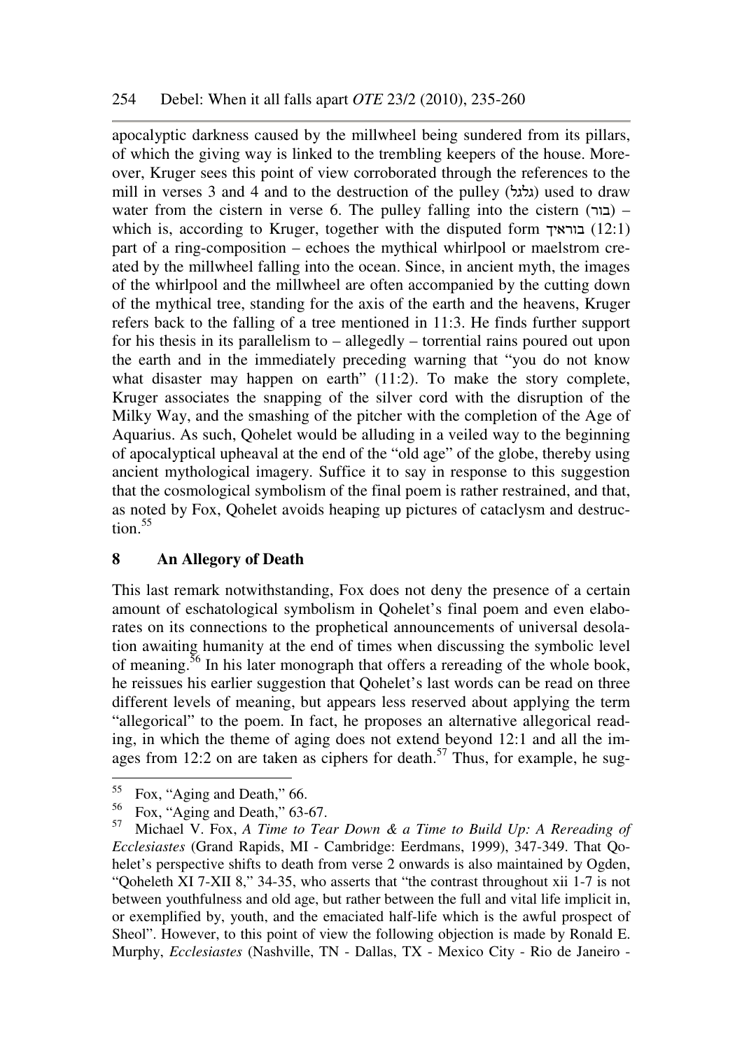apocalyptic darkness caused by the millwheel being sundered from its pillars, of which the giving way is linked to the trembling keepers of the house. Moreover, Kruger sees this point of view corroborated through the references to the mill in verses 3 and 4 and to the destruction of the pulley (גלגל) used to draw water from the cistern in verse 6. The pulley falling into the cistern (בור) – which is, according to Kruger, together with the disputed form בוראיך (12:1) part of a ring-composition – echoes the mythical whirlpool or maelstrom created by the millwheel falling into the ocean. Since, in ancient myth, the images of the whirlpool and the millwheel are often accompanied by the cutting down of the mythical tree, standing for the axis of the earth and the heavens, Kruger refers back to the falling of a tree mentioned in 11:3. He finds further support for his thesis in its parallelism to – allegedly – torrential rains poured out upon the earth and in the immediately preceding warning that "you do not know what disaster may happen on earth" (11:2). To make the story complete, Kruger associates the snapping of the silver cord with the disruption of the Milky Way, and the smashing of the pitcher with the completion of the Age of Aquarius. As such, Qohelet would be alluding in a veiled way to the beginning of apocalyptical upheaval at the end of the "old age" of the globe, thereby using ancient mythological imagery. Suffice it to say in response to this suggestion that the cosmological symbolism of the final poem is rather restrained, and that, as noted by Fox, Qohelet avoids heaping up pictures of cataclysm and destruction.[55]

## 8 An Allegory of Death

This last remark notwithstanding, Fox does not deny the presence of a certain amount of eschatological symbolism in Qohelet's final poem and even elaborates on its connections to the prophetical announcements of universal desolation awaiting humanity at the end of times when discussing the symbolic level of meaning.[56] In his later monograph that offers a rereading of the whole book, he reissues his earlier suggestion that Qohelet's last words can be read on three different levels of meaning, but appears less reserved about applying the term "allegorical" to the poem. In fact, he proposes an alternative allegorical reading, in which the theme of aging does not extend beyond 12:1 and all the images from 12:2 on are taken as ciphers for death.[57] Thus, for example, he sug-

---

[55] Fox, "Aging and Death," 66.

[56] Fox, "Aging and Death," 63-67.

[57] Michael V. Fox, *A Time to Tear Down & a Time to Build Up: A Rereading of Ecclesiastes* (Grand Rapids, MI - Cambridge: Eerdmans, 1999), 347-349. That Qohelet's perspective shifts to death from verse 2 onwards is also maintained by Ogden, "Qoheleth XI 7-XII 8," 34-35, who asserts that "the contrast throughout xii 1-7 is not between youthfulness and old age, but rather between the full and vital life implicit in, or exemplified by, youth, and the emaciated half-life which is the awful prospect of Sheol". However, to this point of view the following objection is made by Ronald E. Murphy, *Ecclesiastes* (Nashville, TN - Dallas, TX - Mexico City - Rio de Janeiro -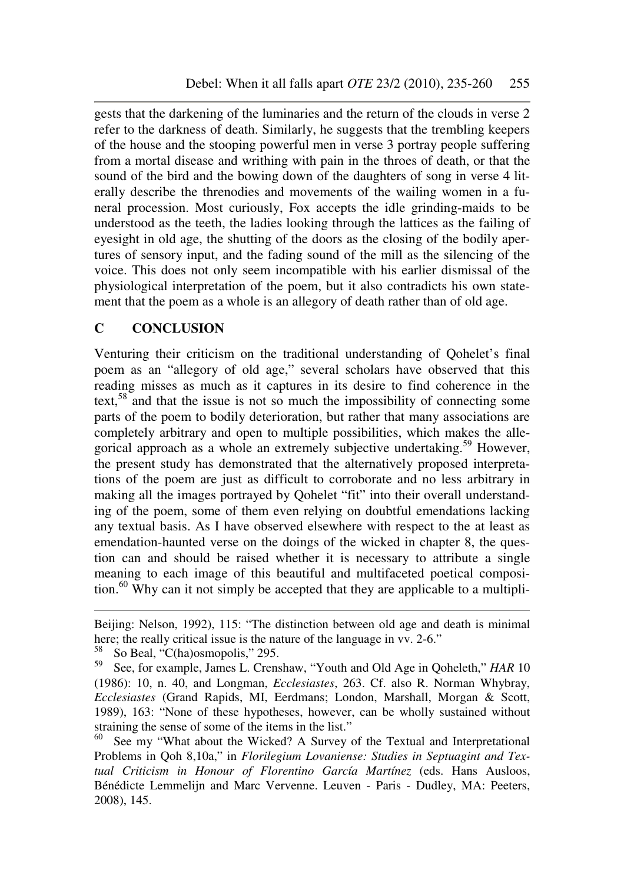gests that the darkening of the luminaries and the return of the clouds in verse 2 refer to the darkness of death. Similarly, he suggests that the trembling keepers of the house and the stooping powerful men in verse 3 portray people suffering from a mortal disease and writhing with pain in the throes of death, or that the sound of the bird and the bowing down of the daughters of song in verse 4 literally describe the threnodies and movements of the wailing women in a funeral procession. Most curiously, Fox accepts the idle grinding-maids to be understood as the teeth, the ladies looking through the lattices as the failing of eyesight in old age, the shutting of the doors as the closing of the bodily apertures of sensory input, and the fading sound of the mill as the silencing of the voice. This does not only seem incompatible with his earlier dismissal of the physiological interpretation of the poem, but it also contradicts his own statement that the poem as a whole is an allegory of death rather than of old age.

## C CONCLUSION

Venturing their criticism on the traditional understanding of Qohelet's final poem as an "allegory of old age," several scholars have observed that this reading misses as much as it captures in its desire to find coherence in the text,[58] and that the issue is not so much the impossibility of connecting some parts of the poem to bodily deterioration, but rather that many associations are completely arbitrary and open to multiple possibilities, which makes the allegorical approach as a whole an extremely subjective undertaking.[59] However, the present study has demonstrated that the alternatively proposed interpretations of the poem are just as difficult to corroborate and no less arbitrary in making all the images portrayed by Qohelet "fit" into their overall understanding of the poem, some of them even relying on doubtful emendations lacking any textual basis. As I have observed elsewhere with respect to the at least as emendation-haunted verse on the doings of the wicked in chapter 8, the question can and should be raised whether it is necessary to attribute a single meaning to each image of this beautiful and multifaceted poetical composition.[60] Why can it not simply be accepted that they are applicable to a multipli-

---

Beijing: Nelson, 1992), 115: "The distinction between old age and death is minimal here; the really critical issue is the nature of the language in vv. 2-6."

[58] So Beal, "C(ha)osmopolis," 295.

[59] See, for example, James L. Crenshaw, "Youth and Old Age in Qoheleth," *HAR* 10 (1986): 10, n. 40, and Longman, *Ecclesiastes*, 263. Cf. also R. Norman Whybray, *Ecclesiastes* (Grand Rapids, MI, Eerdmans; London, Marshall, Morgan & Scott, 1989), 163: "None of these hypotheses, however, can be wholly sustained without straining the sense of some of the items in the list."

[60] See my "What about the Wicked? A Survey of the Textual and Interpretational Problems in Qoh 8,10a," in *Florilegium Lovaniense: Studies in Septuagint and Textual Criticism in Honour of Florentino García Martínez* (eds. Hans Ausloos, Bénédicte Lemmelijn and Marc Vervenne. Leuven - Paris - Dudley, MA: Peeters, 2008), 145.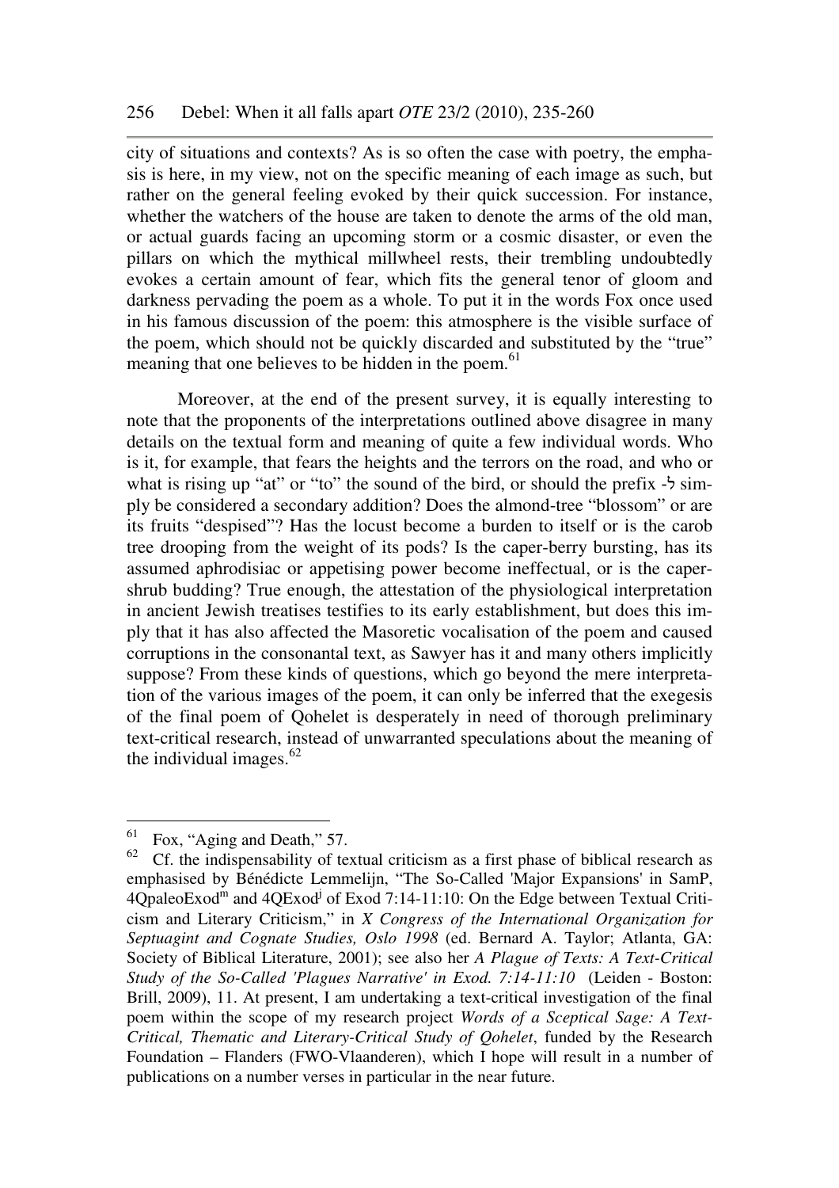city of situations and contexts? As is so often the case with poetry, the emphasis is here, in my view, not on the specific meaning of each image as such, but rather on the general feeling evoked by their quick succession. For instance, whether the watchers of the house are taken to denote the arms of the old man, or actual guards facing an upcoming storm or a cosmic disaster, or even the pillars on which the mythical millwheel rests, their trembling undoubtedly evokes a certain amount of fear, which fits the general tenor of gloom and darkness pervading the poem as a whole. To put it in the words Fox once used in his famous discussion of the poem: this atmosphere is the visible surface of the poem, which should not be quickly discarded and substituted by the "true" meaning that one believes to be hidden in the poem.[61]

Moreover, at the end of the present survey, it is equally interesting to note that the proponents of the interpretations outlined above disagree in many details on the textual form and meaning of quite a few individual words. Who is it, for example, that fears the heights and the terrors on the road, and who or what is rising up "at" or "to" the sound of the bird, or should the prefix -ל simply be considered a secondary addition? Does the almond-tree "blossom" or are its fruits "despised"? Has the locust become a burden to itself or is the carob tree drooping from the weight of its pods? Is the caper-berry bursting, has its assumed aphrodisiac or appetising power become ineffectual, or is the caper-shrub budding? True enough, the attestation of the physiological interpretation in ancient Jewish treatises testifies to its early establishment, but does this imply that it has also affected the Masoretic vocalisation of the poem and caused corruptions in the consonantal text, as Sawyer has it and many others implicitly suppose? From these kinds of questions, which go beyond the mere interpretation of the various images of the poem, it can only be inferred that the exegesis of the final poem of Qohelet is desperately in need of thorough preliminary text-critical research, instead of unwarranted speculations about the meaning of the individual images.[62]

---

[61] Fox, "Aging and Death," 57.

[62] Cf. the indispensability of textual criticism as a first phase of biblical research as emphasised by Bénédicte Lemmelijn, "The So-Called 'Major Expansions' in SamP, 4QpaleoExod[m] and 4QExod[j] of Exod 7:14-11:10: On the Edge between Textual Criticism and Literary Criticism," in *X Congress of the International Organization for Septuagint and Cognate Studies, Oslo 1998* (ed. Bernard A. Taylor; Atlanta, GA: Society of Biblical Literature, 2001); see also her *A Plague of Texts: A Text-Critical Study of the So-Called 'Plagues Narrative' in Exod. 7:14-11:10* (Leiden - Boston: Brill, 2009), 11. At present, I am undertaking a text-critical investigation of the final poem within the scope of my research project *Words of a Sceptical Sage: A Text-Critical, Thematic and Literary-Critical Study of Qohelet*, funded by the Research Foundation – Flanders (FWO-Vlaanderen), which I hope will result in a number of publications on a number verses in particular in the near future.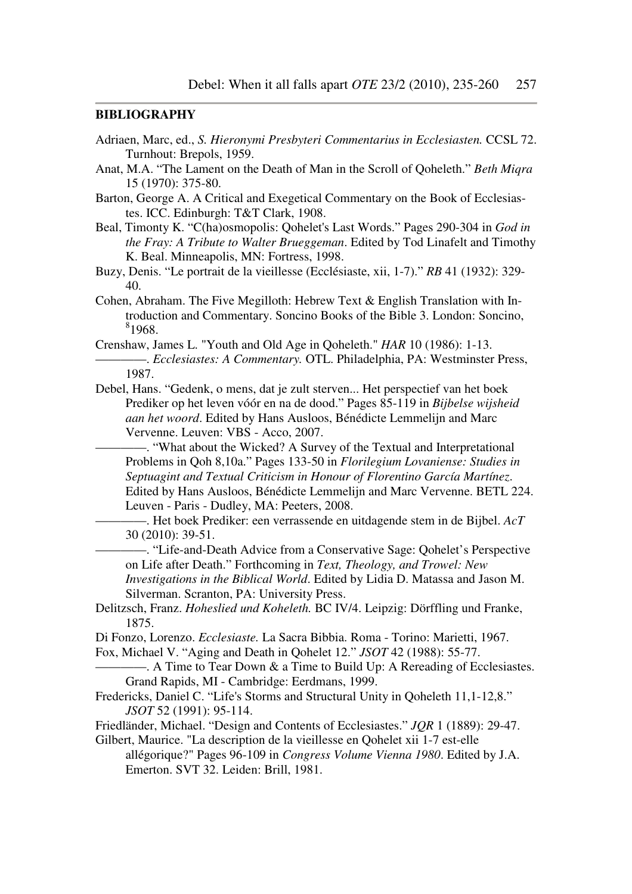## BIBLIOGRAPHY

Adriaen, Marc, ed., *S. Hieronymi Presbyteri Commentarius in Ecclesiasten.* CCSL 72. Turnhout: Brepols, 1959.

Anat, M.A. "The Lament on the Death of Man in the Scroll of Qoheleth." *Beth Miqra* 15 (1970): 375-80.

Barton, George A. A Critical and Exegetical Commentary on the Book of Ecclesiastes. ICC. Edinburgh: T&T Clark, 1908.

Beal, Timonty K. "C(ha)osmopolis: Qohelet's Last Words." Pages 290-304 in *God in the Fray: A Tribute to Walter Brueggeman*. Edited by Tod Linafelt and Timothy K. Beal. Minneapolis, MN: Fortress, 1998.

Buzy, Denis. "Le portrait de la vieillesse (Ecclésiaste, xii, 1-7)." *RB* 41 (1932): 329-40.

Cohen, Abraham. The Five Megilloth: Hebrew Text & English Translation with Introduction and Commentary. Soncino Books of the Bible 3. London: Soncino, [8]1968.

Crenshaw, James L. "Youth and Old Age in Qoheleth." *HAR* 10 (1986): 1-13.

————. *Ecclesiastes: A Commentary.* OTL. Philadelphia, PA: Westminster Press, 1987.

Debel, Hans. "Gedenk, o mens, dat je zult sterven... Het perspectief van het boek Prediker op het leven vóór en na de dood." Pages 85-119 in *Bijbelse wijsheid aan het woord*. Edited by Hans Ausloos, Bénédicte Lemmelijn and Marc Vervenne. Leuven: VBS - Acco, 2007.

————. "What about the Wicked? A Survey of the Textual and Interpretational Problems in Qoh 8,10a." Pages 133-50 in *Florilegium Lovaniense: Studies in Septuagint and Textual Criticism in Honour of Florentino García Martínez.* Edited by Hans Ausloos, Bénédicte Lemmelijn and Marc Vervenne. BETL 224. Leuven - Paris - Dudley, MA: Peeters, 2008.

————. Het boek Prediker: een verrassende en uitdagende stem in de Bijbel. *AcT* 30 (2010): 39-51.

————. "Life-and-Death Advice from a Conservative Sage: Qohelet's Perspective on Life after Death." Forthcoming in *Text, Theology, and Trowel: New Investigations in the Biblical World*. Edited by Lidia D. Matassa and Jason M. Silverman. Scranton, PA: University Press.

Delitzsch, Franz. *Hoheslied und Koheleth.* BC IV/4. Leipzig: Dörffling und Franke, 1875.

Di Fonzo, Lorenzo. *Ecclesiaste.* La Sacra Bibbia. Roma - Torino: Marietti, 1967.

Fox, Michael V. "Aging and Death in Qohelet 12." *JSOT* 42 (1988): 55-77.

————. A Time to Tear Down & a Time to Build Up: A Rereading of Ecclesiastes. Grand Rapids, MI - Cambridge: Eerdmans, 1999.

Fredericks, Daniel C. "Life's Storms and Structural Unity in Qoheleth 11,1-12,8." *JSOT* 52 (1991): 95-114.

Friedländer, Michael. "Design and Contents of Ecclesiastes." *JQR* 1 (1889): 29-47.

Gilbert, Maurice. "La description de la vieillesse en Qohelet xii 1-7 est-elle allégorique?" Pages 96-109 in *Congress Volume Vienna 1980*. Edited by J.A. Emerton. SVT 32. Leiden: Brill, 1981.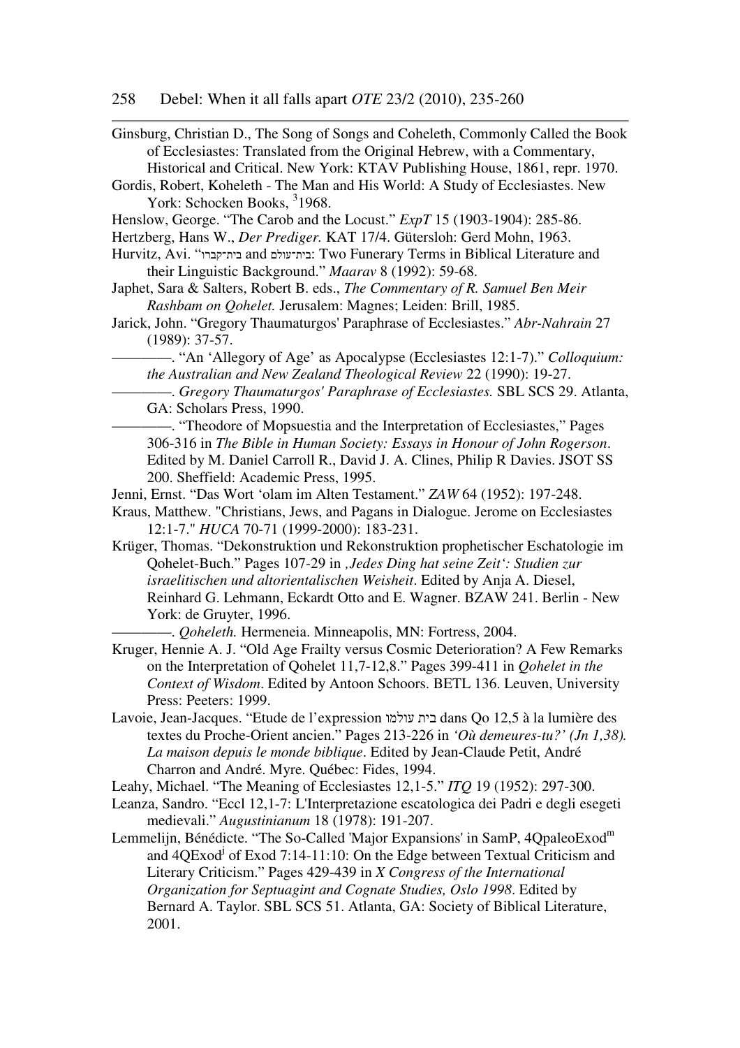Ginsburg, Christian D., The Song of Songs and Coheleth, Commonly Called the Book of Ecclesiastes: Translated from the Original Hebrew, with a Commentary, Historical and Critical. New York: KTAV Publishing House, 1861, repr. 1970.

Gordis, Robert, Koheleth - The Man and His World: A Study of Ecclesiastes. New York: Schocken Books, [3]1968.

Henslow, George. "The Carob and the Locust." *ExpT* 15 (1903-1904): 285-86.

Hertzberg, Hans W., *Der Prediger.* KAT 17/4. Gütersloh: Gerd Mohn, 1963.

Hurvitz, Avi. "בית־קברו and בית־עולם: Two Funerary Terms in Biblical Literature and their Linguistic Background." *Maarav* 8 (1992): 59-68.

Japhet, Sara & Salters, Robert B. eds., *The Commentary of R. Samuel Ben Meir Rashbam on Qohelet.* Jerusalem: Magnes; Leiden: Brill, 1985.

Jarick, John. "Gregory Thaumaturgos' Paraphrase of Ecclesiastes." *Abr-Nahrain* 27 (1989): 37-57.

————. "An 'Allegory of Age' as Apocalypse (Ecclesiastes 12:1-7)." *Colloquium: the Australian and New Zealand Theological Review* 22 (1990): 19-27.

————. *Gregory Thaumaturgos' Paraphrase of Ecclesiastes.* SBL SCS 29. Atlanta, GA: Scholars Press, 1990.

————. "Theodore of Mopsuestia and the Interpretation of Ecclesiastes," Pages 306-316 in *The Bible in Human Society: Essays in Honour of John Rogerson*. Edited by M. Daniel Carroll R., David J. A. Clines, Philip R Davies. JSOT SS 200. Sheffield: Academic Press, 1995.

Jenni, Ernst. "Das Wort 'olam im Alten Testament." *ZAW* 64 (1952): 197-248.

Kraus, Matthew. "Christians, Jews, and Pagans in Dialogue. Jerome on Ecclesiastes 12:1-7." *HUCA* 70-71 (1999-2000): 183-231.

Krüger, Thomas. "Dekonstruktion und Rekonstruktion prophetischer Eschatologie im Qohelet-Buch." Pages 107-29 in *‚Jedes Ding hat seine Zeit': Studien zur israelitischen und altorientalischen Weisheit*. Edited by Anja A. Diesel, Reinhard G. Lehmann, Eckardt Otto and E. Wagner. BZAW 241. Berlin - New York: de Gruyter, 1996.

————. *Qoheleth.* Hermeneia. Minneapolis, MN: Fortress, 2004.

Kruger, Hennie A. J. "Old Age Frailty versus Cosmic Deterioration? A Few Remarks on the Interpretation of Qohelet 11,7-12,8." Pages 399-411 in *Qohelet in the Context of Wisdom*. Edited by Antoon Schoors. BETL 136. Leuven, University Press: Peeters: 1999.

Lavoie, Jean-Jacques. "Etude de l'expression בית עולמו dans Qo 12,5 à la lumière des textes du Proche-Orient ancien." Pages 213-226 in *'Où demeures-tu?' (Jn 1,38). La maison depuis le monde biblique*. Edited by Jean-Claude Petit, André Charron and André. Myre. Québec: Fides, 1994.

Leahy, Michael. "The Meaning of Ecclesiastes 12,1-5." *ITQ* 19 (1952): 297-300.

Leanza, Sandro. "Eccl 12,1-7: L'Interpretazione escatologica dei Padri e degli esegeti medievali." *Augustinianum* 18 (1978): 191-207.

Lemmelijn, Bénédicte. "The So-Called 'Major Expansions' in SamP, 4QpaleoExod$^{m}$ and 4QExod$^{j}$ of Exod 7:14-11:10: On the Edge between Textual Criticism and Literary Criticism." Pages 429-439 in *X Congress of the International Organization for Septuagint and Cognate Studies, Oslo 1998*. Edited by Bernard A. Taylor. SBL SCS 51. Atlanta, GA: Society of Biblical Literature, 2001.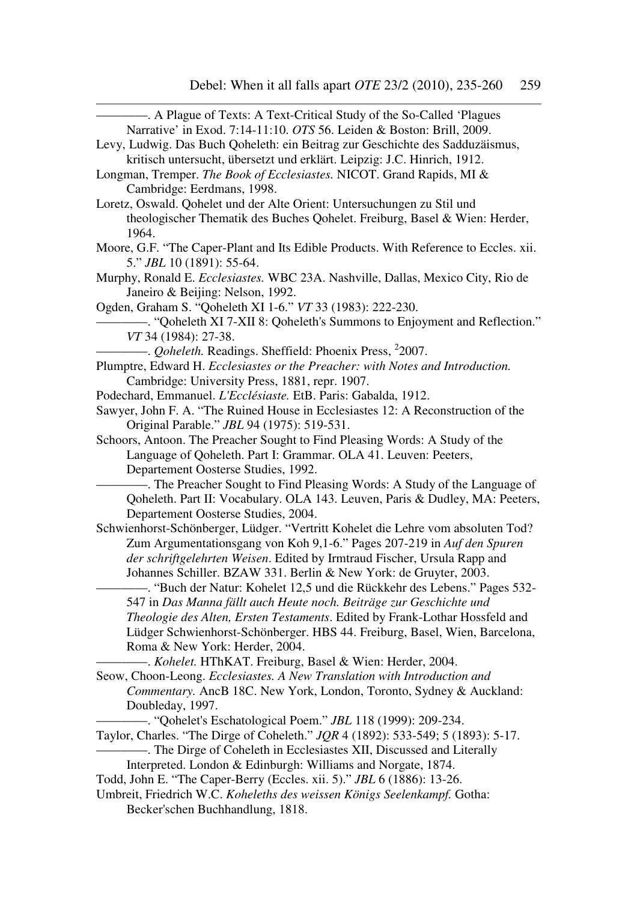————. A Plague of Texts: A Text-Critical Study of the So-Called 'Plagues Narrative' in Exod. 7:14-11:10. *OTS* 56. Leiden & Boston: Brill, 2009.

Levy, Ludwig. Das Buch Qoheleth: ein Beitrag zur Geschichte des Sadduzäismus, kritisch untersucht, übersetzt und erklärt. Leipzig: J.C. Hinrich, 1912.

Longman, Tremper. *The Book of Ecclesiastes.* NICOT. Grand Rapids, MI & Cambridge: Eerdmans, 1998.

Loretz, Oswald. Qohelet und der Alte Orient: Untersuchungen zu Stil und theologischer Thematik des Buches Qohelet. Freiburg, Basel & Wien: Herder, 1964.

Moore, G.F. "The Caper-Plant and Its Edible Products. With Reference to Eccles. xii. 5." *JBL* 10 (1891): 55-64.

Murphy, Ronald E. *Ecclesiastes.* WBC 23A. Nashville, Dallas, Mexico City, Rio de Janeiro & Beijing: Nelson, 1992.

Ogden, Graham S. "Qoheleth XI 1-6." *VT* 33 (1983): 222-230.

————. "Qoheleth XI 7-XII 8: Qoheleth's Summons to Enjoyment and Reflection." *VT* 34 (1984): 27-38.

————. *Qoheleth.* Readings. Sheffield: Phoenix Press, [2]2007.

Plumptre, Edward H. *Ecclesiastes or the Preacher: with Notes and Introduction.* Cambridge: University Press, 1881, repr. 1907.

Podechard, Emmanuel. *L'Ecclésiaste.* EtB. Paris: Gabalda, 1912.

Sawyer, John F. A. "The Ruined House in Ecclesiastes 12: A Reconstruction of the Original Parable." *JBL* 94 (1975): 519-531.

Schoors, Antoon. The Preacher Sought to Find Pleasing Words: A Study of the Language of Qoheleth. Part I: Grammar. OLA 41. Leuven: Peeters, Departement Oosterse Studies, 1992.

————. The Preacher Sought to Find Pleasing Words: A Study of the Language of Qoheleth. Part II: Vocabulary. OLA 143. Leuven, Paris & Dudley, MA: Peeters, Departement Oosterse Studies, 2004.

Schwienhorst-Schönberger, Lüdger. "Vertritt Kohelet die Lehre vom absoluten Tod? Zum Argumentationsgang von Koh 9,1-6." Pages 207-219 in *Auf den Spuren der schriftgelehrten Weisen*. Edited by Irmtraud Fischer, Ursula Rapp and Johannes Schiller. BZAW 331. Berlin & New York: de Gruyter, 2003.

————. "Buch der Natur: Kohelet 12,5 und die Rückkehr des Lebens." Pages 532-547 in *Das Manna fällt auch Heute noch. Beiträge zur Geschichte und Theologie des Alten, Ersten Testaments*. Edited by Frank-Lothar Hossfeld and Lüdger Schwienhorst-Schönberger. HBS 44. Freiburg, Basel, Wien, Barcelona, Roma & New York: Herder, 2004.

————. *Kohelet.* HThKAT. Freiburg, Basel & Wien: Herder, 2004.

Seow, Choon-Leong. *Ecclesiastes. A New Translation with Introduction and Commentary.* AncB 18C. New York, London, Toronto, Sydney & Auckland: Doubleday, 1997.

————. "Qohelet's Eschatological Poem." *JBL* 118 (1999): 209-234.

Taylor, Charles. "The Dirge of Coheleth." *JQR* 4 (1892): 533-549; 5 (1893): 5-17.

————. The Dirge of Coheleth in Ecclesiastes XII, Discussed and Literally Interpreted. London & Edinburgh: Williams and Norgate, 1874.

Todd, John E. "The Caper-Berry (Eccles. xii. 5)." *JBL* 6 (1886): 13-26.

Umbreit, Friedrich W.C. *Koheleths des weissen Königs Seelenkampf.* Gotha: Becker'schen Buchhandlung, 1818.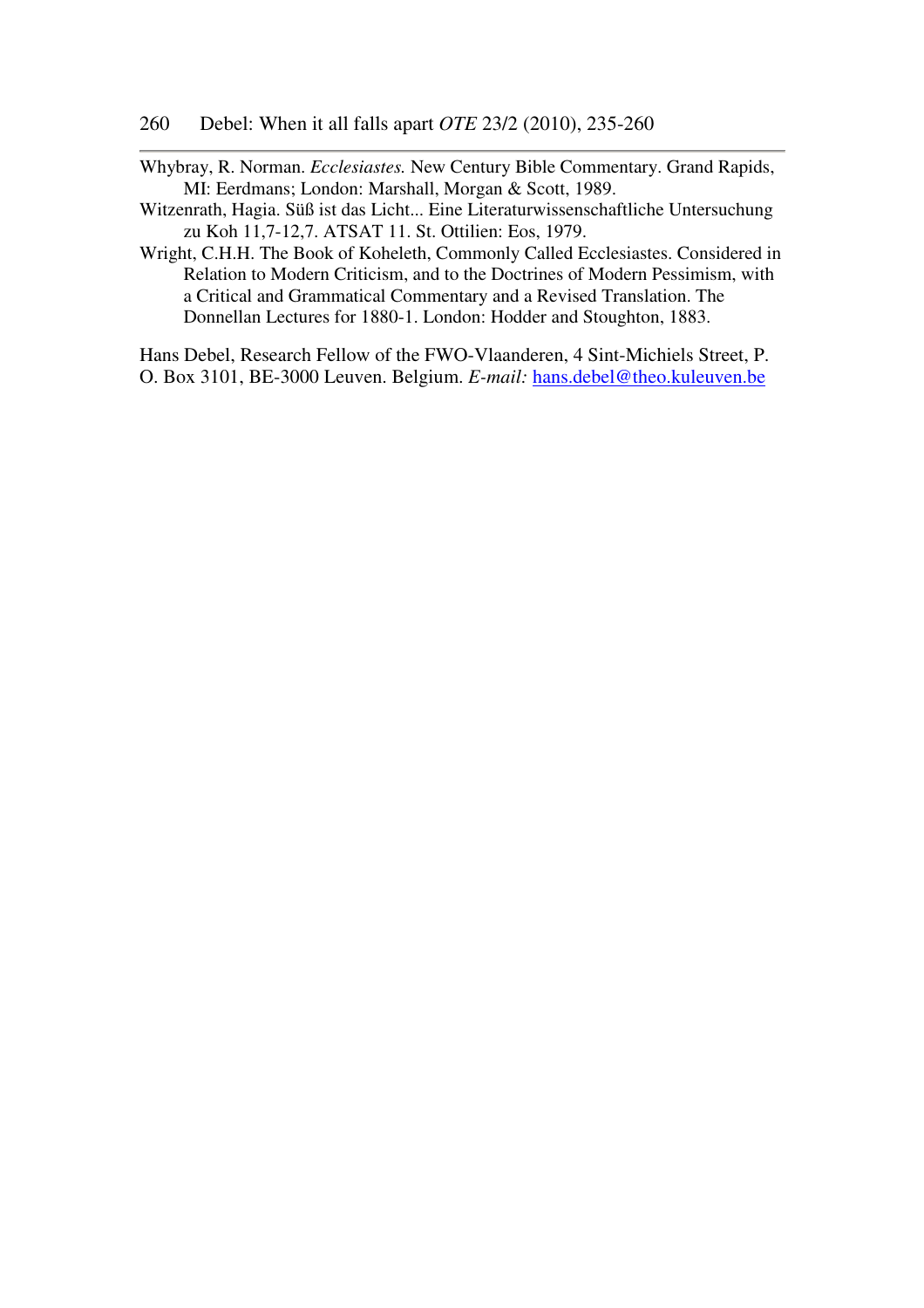Whybray, R. Norman. *Ecclesiastes.* New Century Bible Commentary. Grand Rapids, MI: Eerdmans; London: Marshall, Morgan & Scott, 1989.

Witzenrath, Hagia. Süß ist das Licht... Eine Literaturwissenschaftliche Untersuchung zu Koh 11,7-12,7. ATSAT 11. St. Ottilien: Eos, 1979.

Wright, C.H.H. The Book of Koheleth, Commonly Called Ecclesiastes. Considered in Relation to Modern Criticism, and to the Doctrines of Modern Pessimism, with a Critical and Grammatical Commentary and a Revised Translation. The Donnellan Lectures for 1880-1. London: Hodder and Stoughton, 1883.

Hans Debel, Research Fellow of the FWO-Vlaanderen, 4 Sint-Michiels Street, P. O. Box 3101, BE-3000 Leuven. Belgium. *E-mail:* hans.debel@theo.kuleuven.be